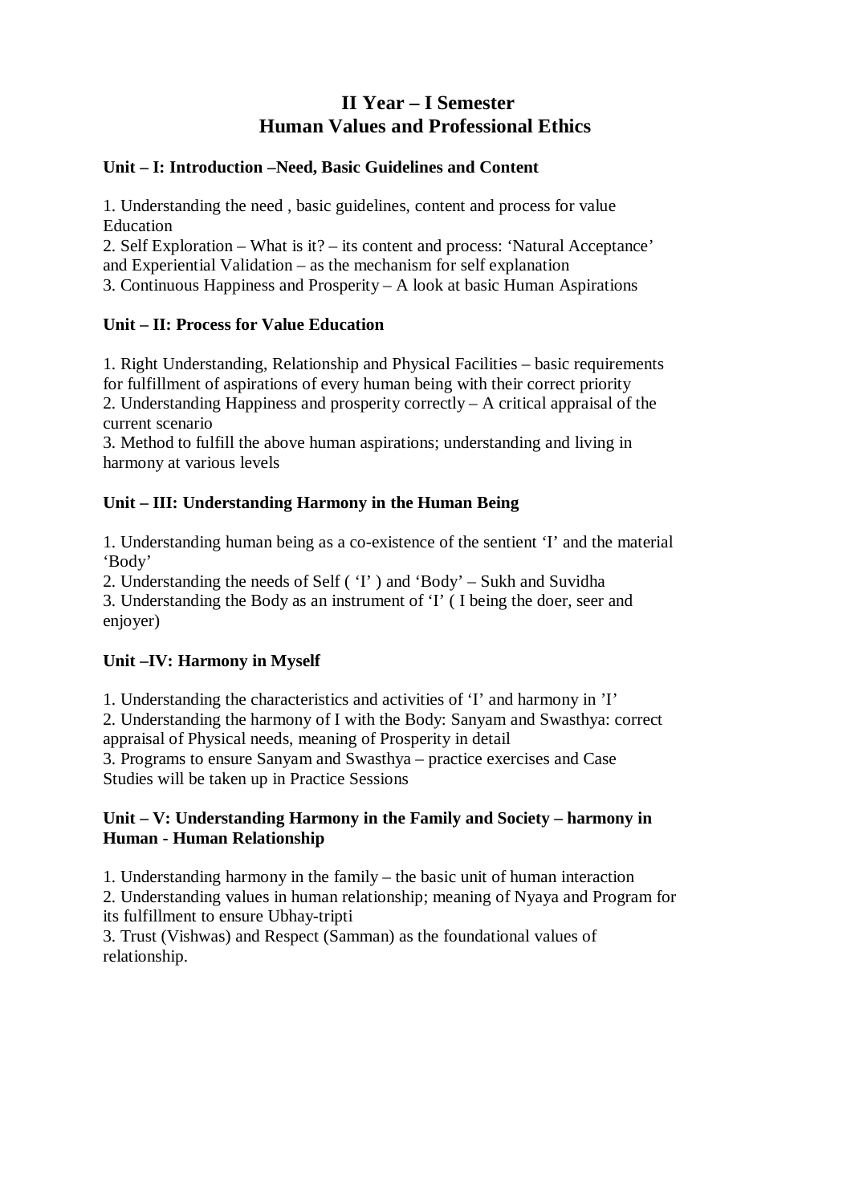# II Year – I Semester
# Human Values and Professional Ethics

### Unit – I: Introduction –Need, Basic Guidelines and Content

1. Understanding the need , basic guidelines, content and process for value Education
2. Self Exploration – What is it? – its content and process: 'Natural Acceptance' and Experiential Validation – as the mechanism for self explanation
3. Continuous Happiness and Prosperity – A look at basic Human Aspirations

### Unit – II: Process for Value Education

1. Right Understanding, Relationship and Physical Facilities – basic requirements for fulfillment of aspirations of every human being with their correct priority
2. Understanding Happiness and prosperity correctly – A critical appraisal of the current scenario
3. Method to fulfill the above human aspirations; understanding and living in harmony at various levels

### Unit – III: Understanding Harmony in the Human Being

1. Understanding human being as a co-existence of the sentient 'I' and the material 'Body'
2. Understanding the needs of Self ( 'I' ) and 'Body' – Sukh and Suvidha
3. Understanding the Body as an instrument of 'I' ( I being the doer, seer and enjoyer)

### Unit –IV: Harmony in Myself

1. Understanding the characteristics and activities of 'I' and harmony in 'I'
2. Understanding the harmony of I with the Body: Sanyam and Swasthya: correct appraisal of Physical needs, meaning of Prosperity in detail
3. Programs to ensure Sanyam and Swasthya – practice exercises and Case Studies will be taken up in Practice Sessions

### Unit – V: Understanding Harmony in the Family and Society – harmony in Human - Human Relationship

1. Understanding harmony in the family – the basic unit of human interaction
2. Understanding values in human relationship; meaning of Nyaya and Program for its fulfillment to ensure Ubhay-tripti
3. Trust (Vishwas) and Respect (Samman) as the foundational values of relationship.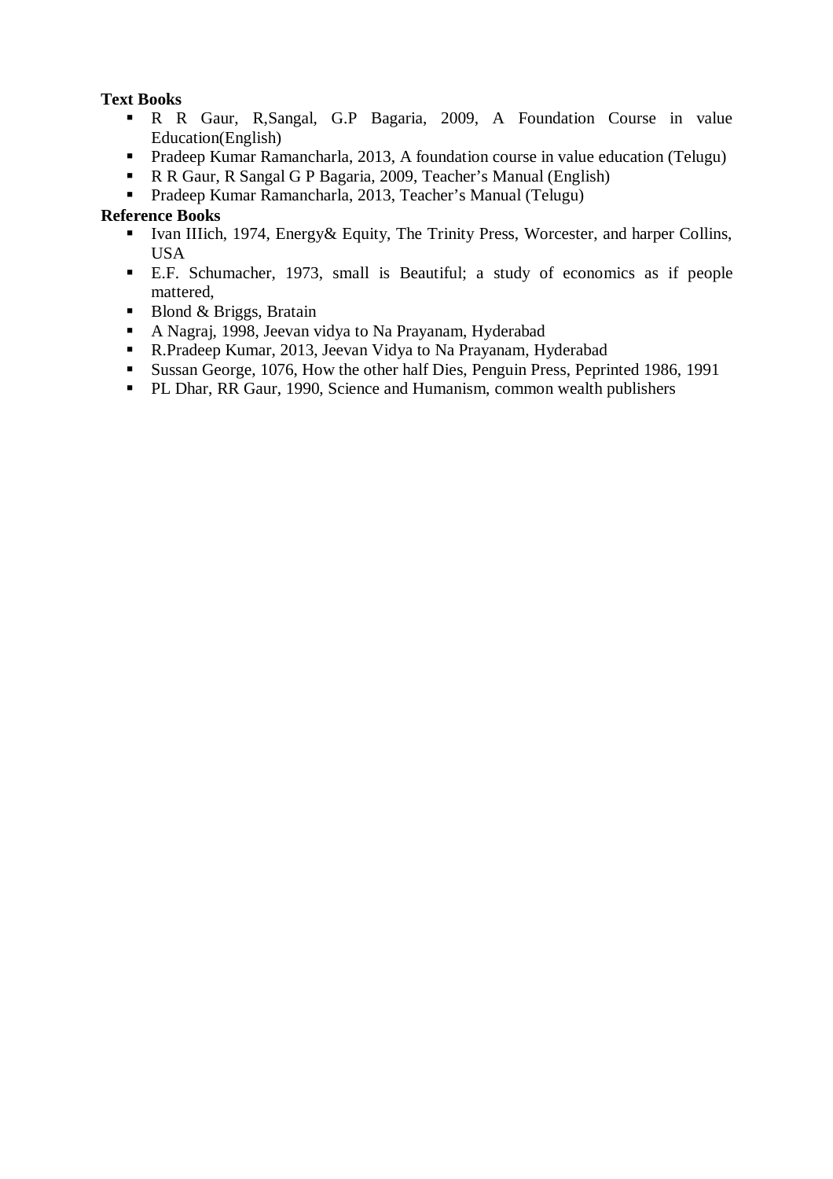**Text Books**

- R R Gaur, R,Sangal, G.P Bagaria, 2009, A Foundation Course in value Education(English)
- Pradeep Kumar Ramancharla, 2013, A foundation course in value education (Telugu)
- R R Gaur, R Sangal G P Bagaria, 2009, Teacher's Manual (English)
- Pradeep Kumar Ramancharla, 2013, Teacher's Manual (Telugu)

**Reference Books**

- Ivan IIIich, 1974, Energy& Equity, The Trinity Press, Worcester, and harper Collins, USA
- E.F. Schumacher, 1973, small is Beautiful; a study of economics as if people mattered,
- Blond & Briggs, Bratain
- A Nagraj, 1998, Jeevan vidya to Na Prayanam, Hyderabad
- R.Pradeep Kumar, 2013, Jeevan Vidya to Na Prayanam, Hyderabad
- Sussan George, 1076, How the other half Dies, Penguin Press, Peprinted 1986, 1991
- PL Dhar, RR Gaur, 1990, Science and Humanism, common wealth publishers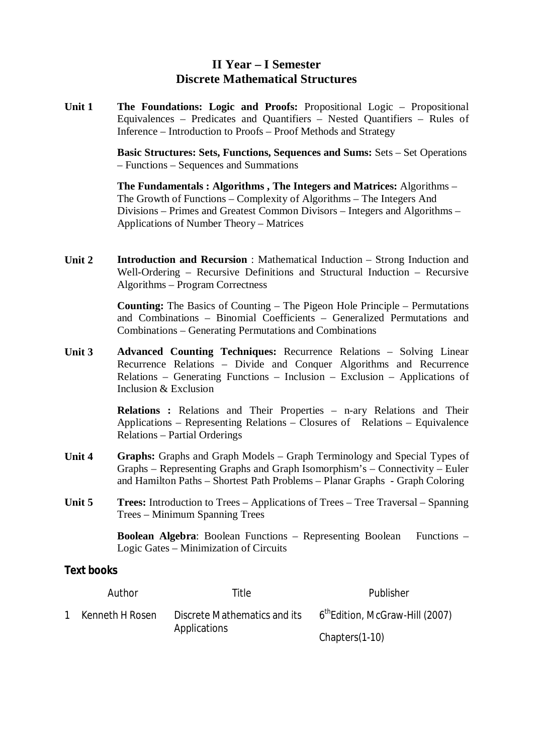# II Year – I Semester
## Discrete Mathematical Structures

**Unit 1**

**The Foundations: Logic and Proofs:** Propositional Logic – Propositional Equivalences – Predicates and Quantifiers – Nested Quantifiers – Rules of Inference – Introduction to Proofs – Proof Methods and Strategy

**Basic Structures: Sets, Functions, Sequences and Sums:** Sets – Set Operations – Functions – Sequences and Summations

**The Fundamentals : Algorithms , The Integers and Matrices:** Algorithms – The Growth of Functions – Complexity of Algorithms – The Integers And Divisions – Primes and Greatest Common Divisors – Integers and Algorithms – Applications of Number Theory – Matrices

**Unit 2**

**Introduction and Recursion** : Mathematical Induction – Strong Induction and Well-Ordering – Recursive Definitions and Structural Induction – Recursive Algorithms – Program Correctness

**Counting:** The Basics of Counting – The Pigeon Hole Principle – Permutations and Combinations – Binomial Coefficients – Generalized Permutations and Combinations – Generating Permutations and Combinations

**Unit 3**

**Advanced Counting Techniques:** Recurrence Relations – Solving Linear Recurrence Relations – Divide and Conquer Algorithms and Recurrence Relations – Generating Functions – Inclusion – Exclusion – Applications of Inclusion & Exclusion

**Relations :** Relations and Their Properties – n-ary Relations and Their Applications – Representing Relations – Closures of Relations – Equivalence Relations – Partial Orderings

**Unit 4**

**Graphs:** Graphs and Graph Models – Graph Terminology and Special Types of Graphs – Representing Graphs and Graph Isomorphism's – Connectivity – Euler and Hamilton Paths – Shortest Path Problems – Planar Graphs - Graph Coloring

**Unit 5**

**Trees:** Introduction to Trees – Applications of Trees – Tree Traversal – Spanning Trees – Minimum Spanning Trees

**Boolean Algebra**: Boolean Functions – Representing Boolean Functions – Logic Gates – Minimization of Circuits

### Text books

| | Author | Title | Publisher |
|---|---|---|---|
| 1 | Kenneth H Rosen | Discrete Mathematics and its Applications | 6th Edition, McGraw-Hill (2007) Chapters(1-10) |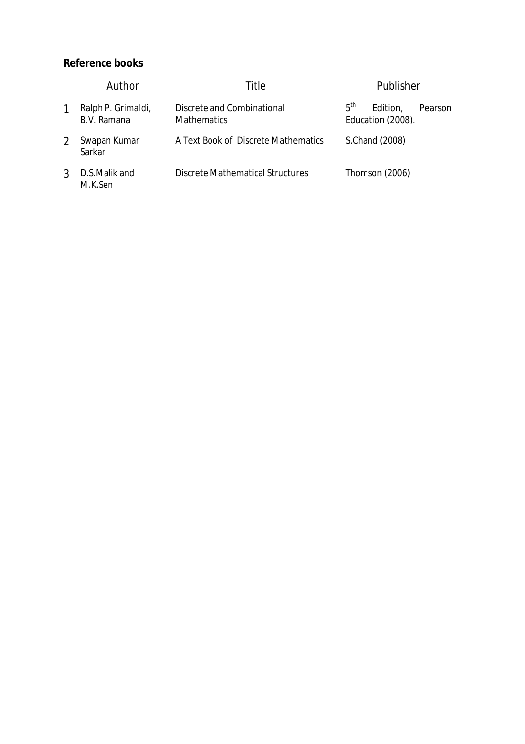**Reference books**

| | Author | Title | Publisher |
|---|---|---|---|
| 1 | Ralph P. Grimaldi, B.V. Ramana | Discrete and Combinational Mathematics | 5th Edition, Pearson Education (2008). |
| 2 | Swapan Kumar Sarkar | A Text Book of Discrete Mathematics | S.Chand (2008) |
| 3 | D.S.Malik and M.K.Sen | Discrete Mathematical Structures | Thomson (2006) |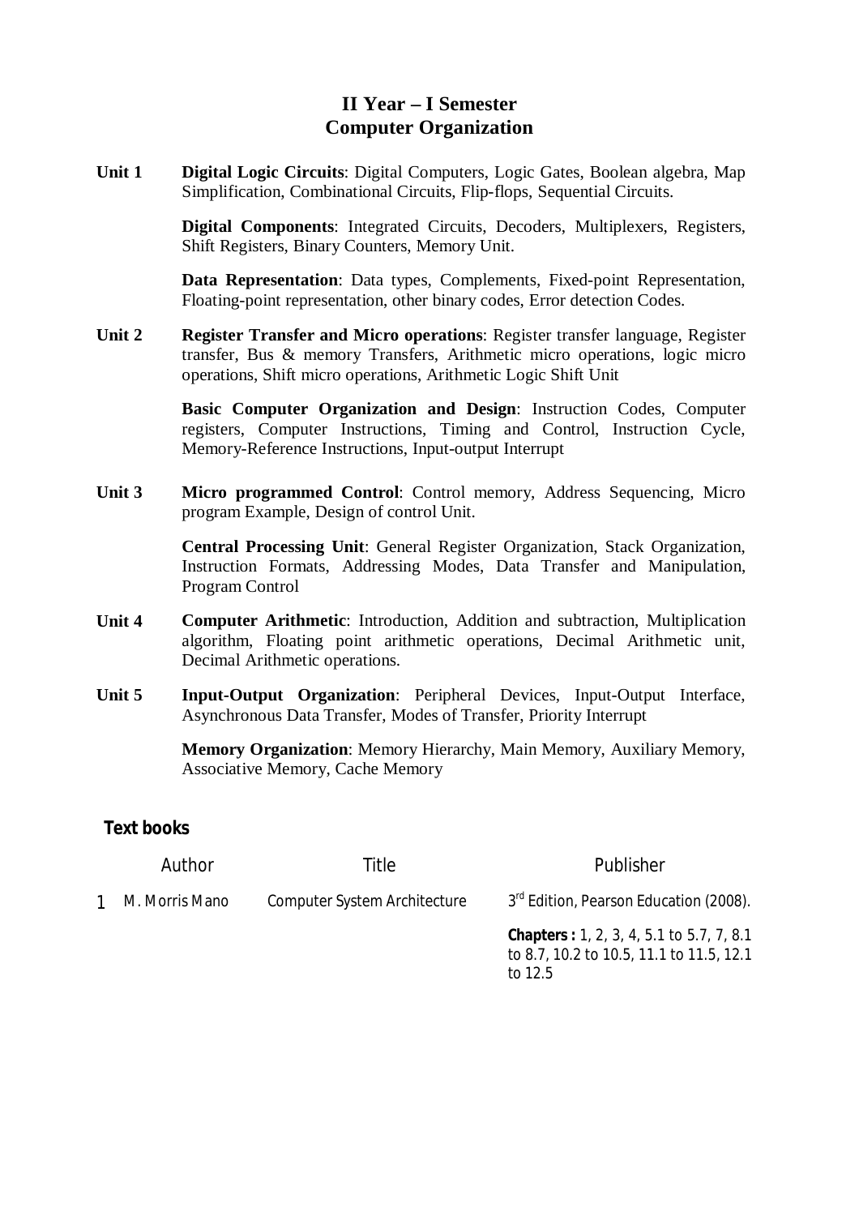# II Year – I Semester
# Computer Organization

**Unit 1** **Digital Logic Circuits**: Digital Computers, Logic Gates, Boolean algebra, Map Simplification, Combinational Circuits, Flip-flops, Sequential Circuits.

**Digital Components**: Integrated Circuits, Decoders, Multiplexers, Registers, Shift Registers, Binary Counters, Memory Unit.

**Data Representation**: Data types, Complements, Fixed-point Representation, Floating-point representation, other binary codes, Error detection Codes.

**Unit 2** **Register Transfer and Micro operations**: Register transfer language, Register transfer, Bus & memory Transfers, Arithmetic micro operations, logic micro operations, Shift micro operations, Arithmetic Logic Shift Unit

**Basic Computer Organization and Design**: Instruction Codes, Computer registers, Computer Instructions, Timing and Control, Instruction Cycle, Memory-Reference Instructions, Input-output Interrupt

**Unit 3** **Micro programmed Control**: Control memory, Address Sequencing, Micro program Example, Design of control Unit.

**Central Processing Unit**: General Register Organization, Stack Organization, Instruction Formats, Addressing Modes, Data Transfer and Manipulation, Program Control

**Unit 4** **Computer Arithmetic**: Introduction, Addition and subtraction, Multiplication algorithm, Floating point arithmetic operations, Decimal Arithmetic unit, Decimal Arithmetic operations.

**Unit 5** **Input-Output Organization**: Peripheral Devices, Input-Output Interface, Asynchronous Data Transfer, Modes of Transfer, Priority Interrupt

**Memory Organization**: Memory Hierarchy, Main Memory, Auxiliary Memory, Associative Memory, Cache Memory

## Text books

| | Author | Title | Publisher |
|---|---|---|---|
| 1 | M. Morris Mano | Computer System Architecture | 3rd Edition, Pearson Education (2008). **Chapters :** 1, 2, 3, 4, 5.1 to 5.7, 7, 8.1 to 8.7, 10.2 to 10.5, 11.1 to 11.5, 12.1 to 12.5 |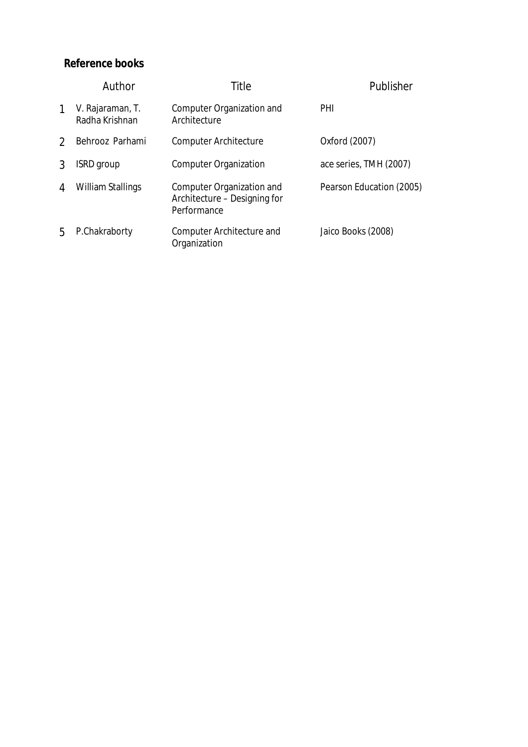**Reference books**

| | Author | Title | Publisher |
|---|---|---|---|
| 1 | V. Rajaraman, T. Radha Krishnan | Computer Organization and Architecture | PHI |
| 2 | Behrooz Parhami | Computer Architecture | Oxford (2007) |
| 3 | ISRD group | Computer Organization | ace series, TMH (2007) |
| 4 | William Stallings | Computer Organization and Architecture – Designing for Performance | Pearson Education (2005) |
| 5 | P.Chakraborty | Computer Architecture and Organization | Jaico Books (2008) |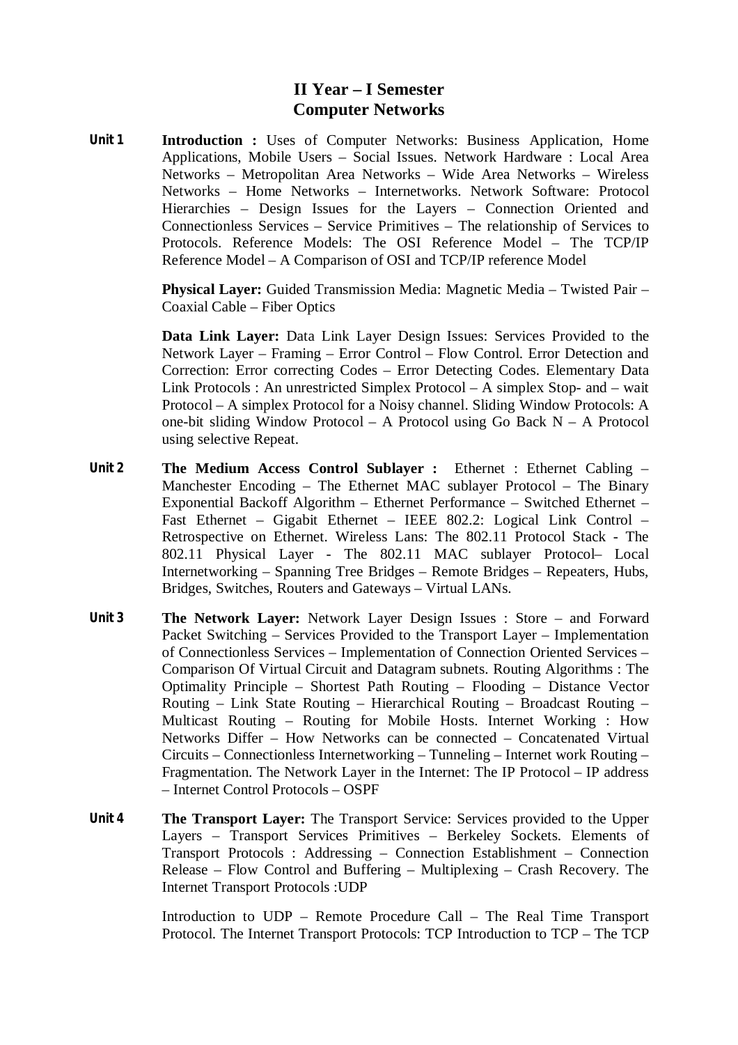# II Year – I Semester
# Computer Networks

**Unit 1** **Introduction :** Uses of Computer Networks: Business Application, Home Applications, Mobile Users – Social Issues. Network Hardware : Local Area Networks – Metropolitan Area Networks – Wide Area Networks – Wireless Networks – Home Networks – Internetworks. Network Software: Protocol Hierarchies – Design Issues for the Layers – Connection Oriented and Connectionless Services – Service Primitives – The relationship of Services to Protocols. Reference Models: The OSI Reference Model – The TCP/IP Reference Model – A Comparison of OSI and TCP/IP reference Model

**Physical Layer:** Guided Transmission Media: Magnetic Media – Twisted Pair – Coaxial Cable – Fiber Optics

**Data Link Layer:** Data Link Layer Design Issues: Services Provided to the Network Layer – Framing – Error Control – Flow Control. Error Detection and Correction: Error correcting Codes – Error Detecting Codes. Elementary Data Link Protocols : An unrestricted Simplex Protocol – A simplex Stop- and – wait Protocol – A simplex Protocol for a Noisy channel. Sliding Window Protocols: A one-bit sliding Window Protocol – A Protocol using Go Back N – A Protocol using selective Repeat.

**Unit 2** **The Medium Access Control Sublayer :** Ethernet : Ethernet Cabling – Manchester Encoding – The Ethernet MAC sublayer Protocol – The Binary Exponential Backoff Algorithm – Ethernet Performance – Switched Ethernet – Fast Ethernet – Gigabit Ethernet – IEEE 802.2: Logical Link Control – Retrospective on Ethernet. Wireless Lans: The 802.11 Protocol Stack - The 802.11 Physical Layer - The 802.11 MAC sublayer Protocol– Local Internetworking – Spanning Tree Bridges – Remote Bridges – Repeaters, Hubs, Bridges, Switches, Routers and Gateways – Virtual LANs.

**Unit 3** **The Network Layer:** Network Layer Design Issues : Store – and Forward Packet Switching – Services Provided to the Transport Layer – Implementation of Connectionless Services – Implementation of Connection Oriented Services – Comparison Of Virtual Circuit and Datagram subnets. Routing Algorithms : The Optimality Principle – Shortest Path Routing – Flooding – Distance Vector Routing – Link State Routing – Hierarchical Routing – Broadcast Routing – Multicast Routing – Routing for Mobile Hosts. Internet Working : How Networks Differ – How Networks can be connected – Concatenated Virtual Circuits – Connectionless Internetworking – Tunneling – Internet work Routing – Fragmentation. The Network Layer in the Internet: The IP Protocol – IP address – Internet Control Protocols – OSPF

**Unit 4** **The Transport Layer:** The Transport Service: Services provided to the Upper Layers – Transport Services Primitives – Berkeley Sockets. Elements of Transport Protocols : Addressing – Connection Establishment – Connection Release – Flow Control and Buffering – Multiplexing – Crash Recovery. The Internet Transport Protocols :UDP

Introduction to UDP – Remote Procedure Call – The Real Time Transport Protocol. The Internet Transport Protocols: TCP Introduction to TCP – The TCP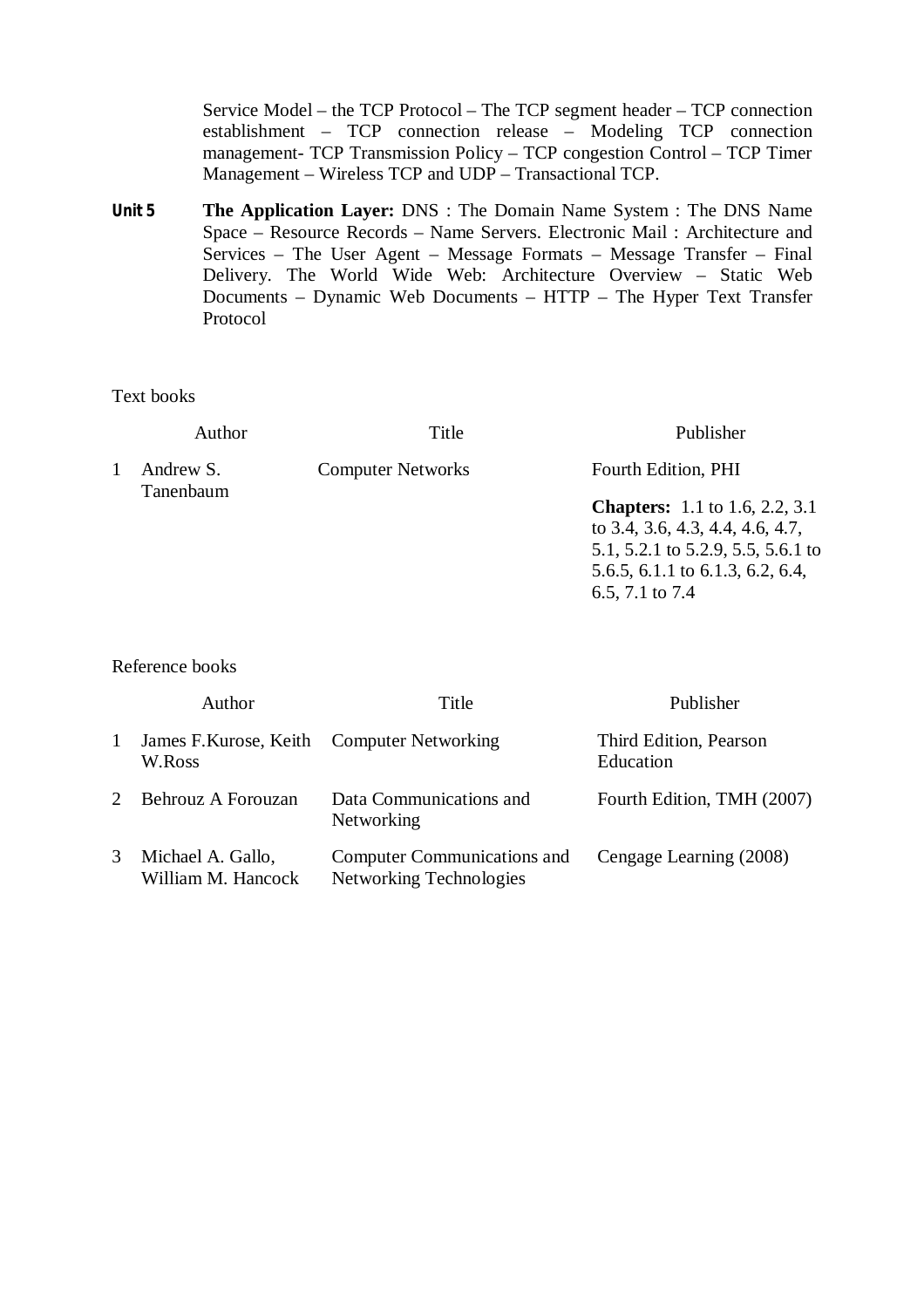Service Model – the TCP Protocol – The TCP segment header – TCP connection establishment – TCP connection release – Modeling TCP connection management- TCP Transmission Policy – TCP congestion Control – TCP Timer Management – Wireless TCP and UDP – Transactional TCP.

**Unit 5** **The Application Layer:** DNS : The Domain Name System : The DNS Name Space – Resource Records – Name Servers. Electronic Mail : Architecture and Services – The User Agent – Message Formats – Message Transfer – Final Delivery. The World Wide Web: Architecture Overview – Static Web Documents – Dynamic Web Documents – HTTP – The Hyper Text Transfer Protocol

Text books

| | Author | Title | Publisher |
|---|---|---|---|
| 1 | Andrew S. Tanenbaum | Computer Networks | Fourth Edition, PHI<br><br>**Chapters:** 1.1 to 1.6, 2.2, 3.1 to 3.4, 3.6, 4.3, 4.4, 4.6, 4.7, 5.1, 5.2.1 to 5.2.9, 5.5, 5.6.1 to 5.6.5, 6.1.1 to 6.1.3, 6.2, 6.4, 6.5, 7.1 to 7.4 |

Reference books

| | Author | Title | Publisher |
|---|---|---|---|
| 1 | James F.Kurose, Keith W.Ross | Computer Networking | Third Edition, Pearson Education |
| 2 | Behrouz A Forouzan | Data Communications and Networking | Fourth Edition, TMH (2007) |
| 3 | Michael A. Gallo, William M. Hancock | Computer Communications and Networking Technologies | Cengage Learning (2008) |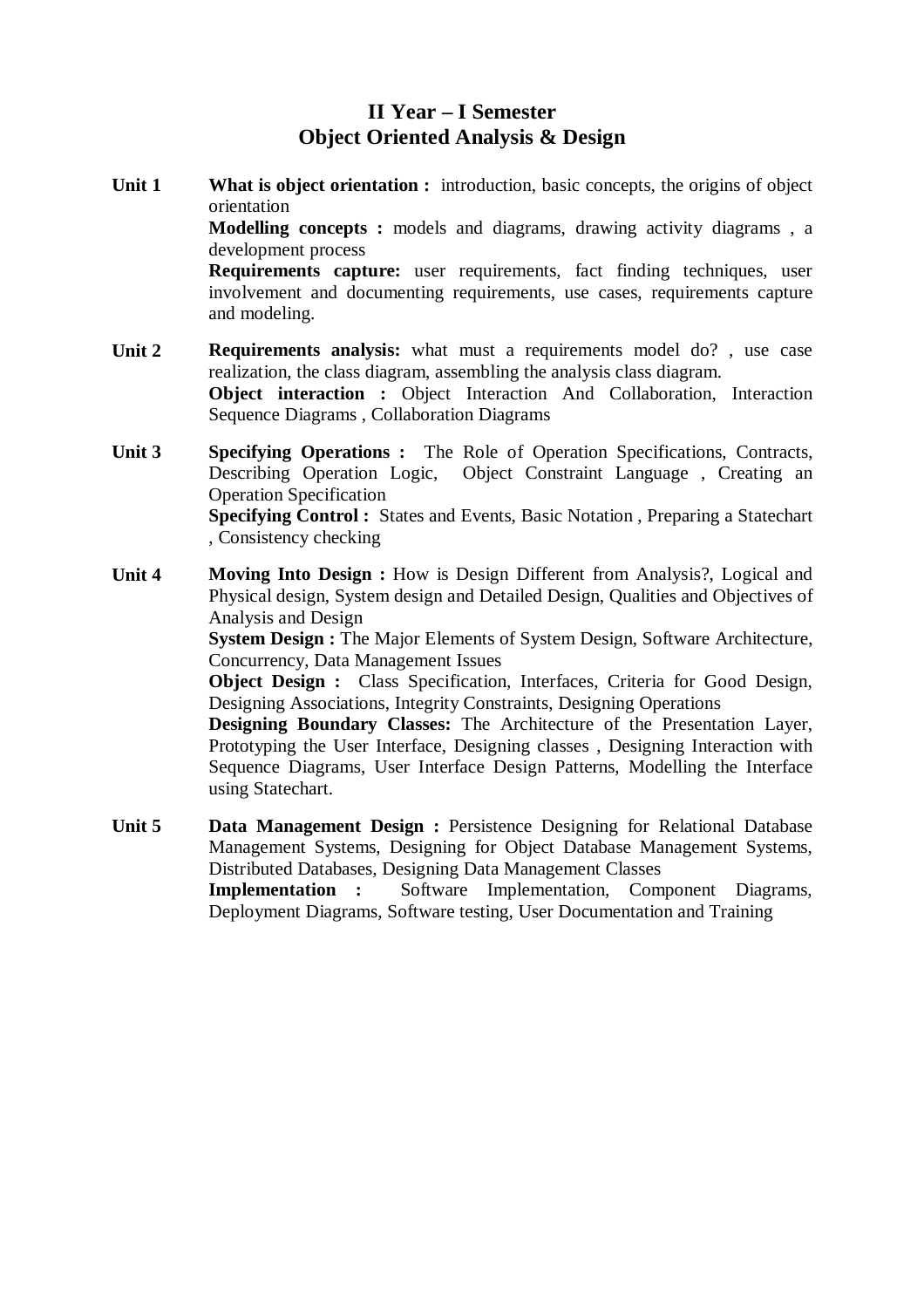## II Year – I Semester
## Object Oriented Analysis & Design

**Unit 1**

**What is object orientation :** introduction, basic concepts, the origins of object orientation

**Modelling concepts :** models and diagrams, drawing activity diagrams , a development process

**Requirements capture:** user requirements, fact finding techniques, user involvement and documenting requirements, use cases, requirements capture and modeling.

**Unit 2**

**Requirements analysis:** what must a requirements model do? , use case realization, the class diagram, assembling the analysis class diagram.

**Object interaction :** Object Interaction And Collaboration, Interaction Sequence Diagrams , Collaboration Diagrams

**Unit 3**

**Specifying Operations :** The Role of Operation Specifications, Contracts, Describing Operation Logic, Object Constraint Language , Creating an Operation Specification

**Specifying Control :** States and Events, Basic Notation , Preparing a Statechart , Consistency checking

**Unit 4**

**Moving Into Design :** How is Design Different from Analysis?, Logical and Physical design, System design and Detailed Design, Qualities and Objectives of Analysis and Design

**System Design :** The Major Elements of System Design, Software Architecture, Concurrency, Data Management Issues

**Object Design :** Class Specification, Interfaces, Criteria for Good Design, Designing Associations, Integrity Constraints, Designing Operations

**Designing Boundary Classes:** The Architecture of the Presentation Layer, Prototyping the User Interface, Designing classes , Designing Interaction with Sequence Diagrams, User Interface Design Patterns, Modelling the Interface using Statechart.

**Unit 5**

**Data Management Design :** Persistence Designing for Relational Database Management Systems, Designing for Object Database Management Systems, Distributed Databases, Designing Data Management Classes

**Implementation :** Software Implementation, Component Diagrams, Deployment Diagrams, Software testing, User Documentation and Training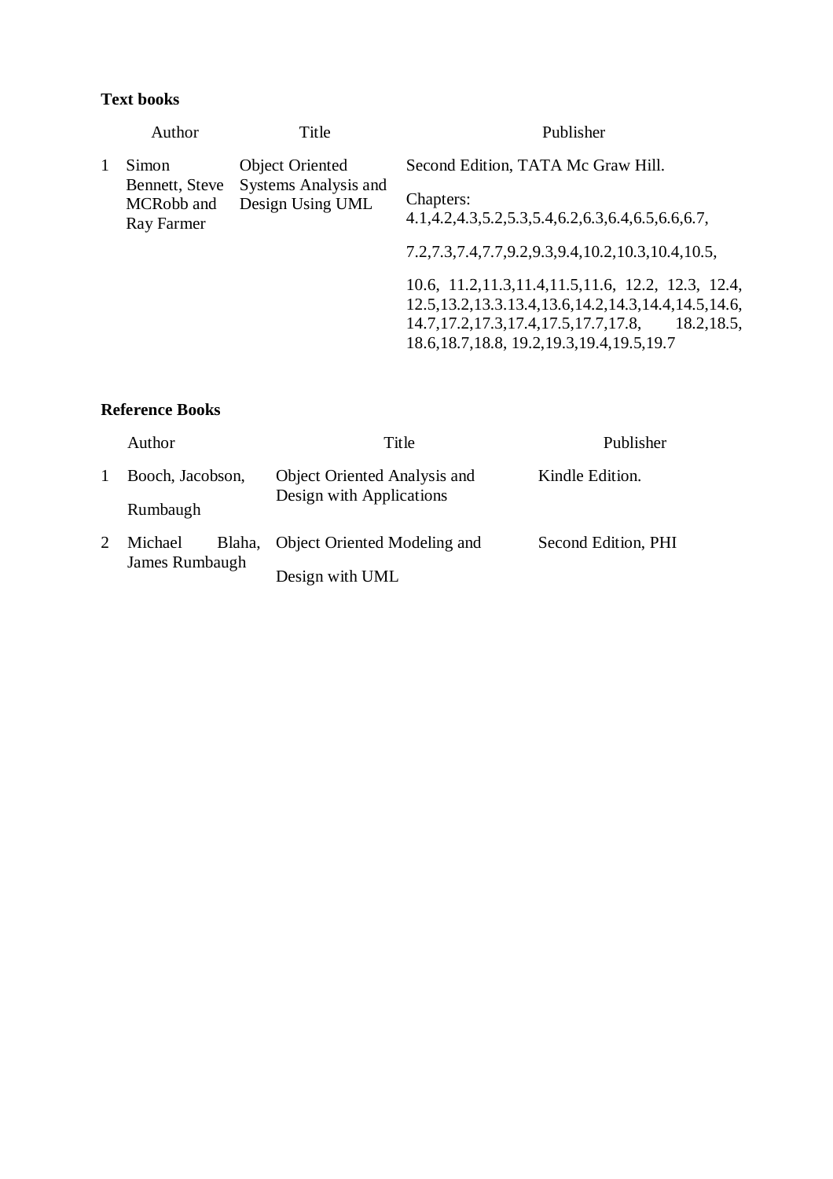**Text books**

| | Author | Title | Publisher |
|---|---|---|---|
| 1 | Simon Bennett, Steve MCRobb and Ray Farmer | Object Oriented Systems Analysis and Design Using UML | Second Edition, TATA Mc Graw Hill.<br><br>Chapters: 4.1,4.2,4.3,5.2,5.3,5.4,6.2,6.3,6.4,6.5,6.6,6.7,<br><br>7.2,7.3,7.4,7.7,9.2,9.3,9.4,10.2,10.3,10.4,10.5,<br><br>10.6, 11.2,11.3,11.4,11.5,11.6, 12.2, 12.3, 12.4, 12.5,13.2,13.3.13.4,13.6,14.2,14.3,14.4,14.5,14.6, 14.7,17.2,17.3,17.4,17.5,17.7,17.8, 18.2,18.5, 18.6,18.7,18.8, 19.2,19.3,19.4,19.5,19.7 |

**Reference Books**

| | Author | Title | Publisher |
|---|---|---|---|
| 1 | Booch, Jacobson, Rumbaugh | Object Oriented Analysis and Design with Applications | Kindle Edition. |
| 2 | Michael Blaha, James Rumbaugh | Object Oriented Modeling and Design with UML | Second Edition, PHI |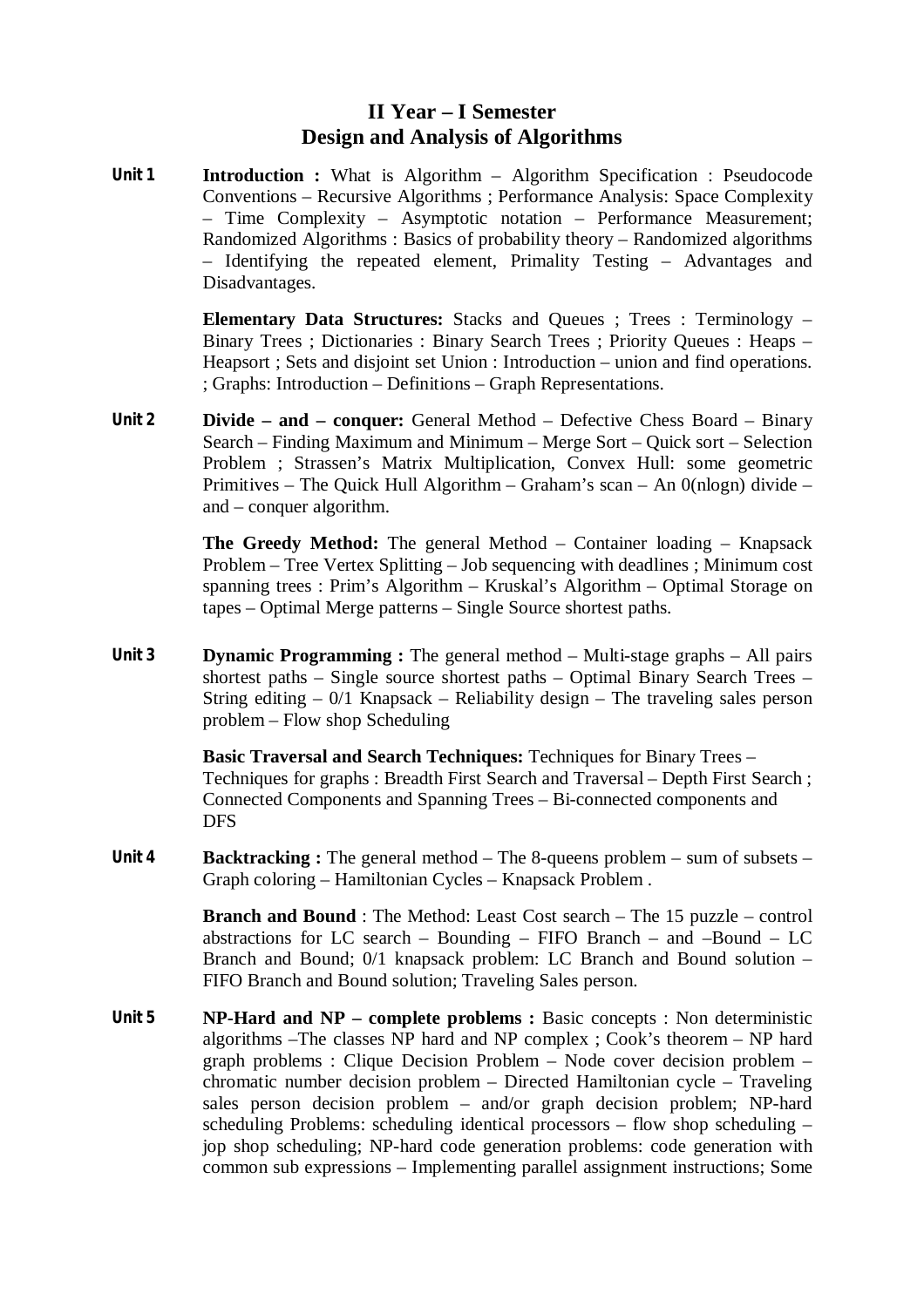## II Year – I Semester
## Design and Analysis of Algorithms

**Unit 1**

**Introduction :** What is Algorithm – Algorithm Specification : Pseudocode Conventions – Recursive Algorithms ; Performance Analysis: Space Complexity – Time Complexity – Asymptotic notation – Performance Measurement; Randomized Algorithms : Basics of probability theory – Randomized algorithms – Identifying the repeated element, Primality Testing – Advantages and Disadvantages.

**Elementary Data Structures:** Stacks and Queues ; Trees : Terminology – Binary Trees ; Dictionaries : Binary Search Trees ; Priority Queues : Heaps – Heapsort ; Sets and disjoint set Union : Introduction – union and find operations. ; Graphs: Introduction – Definitions – Graph Representations.

**Unit 2**

**Divide – and – conquer:** General Method – Defective Chess Board – Binary Search – Finding Maximum and Minimum – Merge Sort – Quick sort – Selection Problem ; Strassen's Matrix Multiplication, Convex Hull: some geometric Primitives – The Quick Hull Algorithm – Graham's scan – An 0(nlogn) divide – and – conquer algorithm.

**The Greedy Method:** The general Method – Container loading – Knapsack Problem – Tree Vertex Splitting – Job sequencing with deadlines ; Minimum cost spanning trees : Prim's Algorithm – Kruskal's Algorithm – Optimal Storage on tapes – Optimal Merge patterns – Single Source shortest paths.

**Unit 3**

**Dynamic Programming :** The general method – Multi-stage graphs – All pairs shortest paths – Single source shortest paths – Optimal Binary Search Trees – String editing – 0/1 Knapsack – Reliability design – The traveling sales person problem – Flow shop Scheduling

**Basic Traversal and Search Techniques:** Techniques for Binary Trees – Techniques for graphs : Breadth First Search and Traversal – Depth First Search ; Connected Components and Spanning Trees – Bi-connected components and DFS

**Unit 4**

**Backtracking :** The general method – The 8-queens problem – sum of subsets – Graph coloring – Hamiltonian Cycles – Knapsack Problem .

**Branch and Bound** : The Method: Least Cost search – The 15 puzzle – control abstractions for LC search – Bounding – FIFO Branch – and –Bound – LC Branch and Bound; 0/1 knapsack problem: LC Branch and Bound solution – FIFO Branch and Bound solution; Traveling Sales person.

**Unit 5**

**NP-Hard and NP – complete problems :** Basic concepts : Non deterministic algorithms –The classes NP hard and NP complex ; Cook's theorem – NP hard graph problems : Clique Decision Problem – Node cover decision problem – chromatic number decision problem – Directed Hamiltonian cycle – Traveling sales person decision problem – and/or graph decision problem; NP-hard scheduling Problems: scheduling identical processors – flow shop scheduling – jop shop scheduling; NP-hard code generation problems: code generation with common sub expressions – Implementing parallel assignment instructions; Some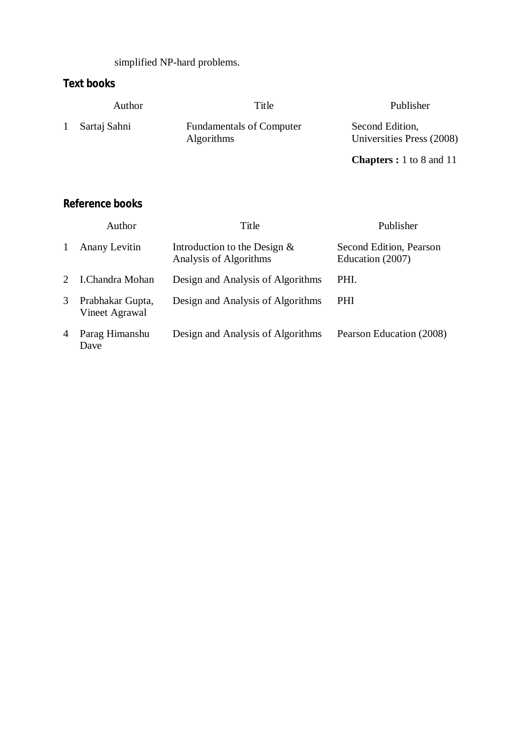simplified NP-hard problems.

## Text books

| | Author | Title | Publisher |
|---|---|---|---|
| 1 | Sartaj Sahni | Fundamentals of Computer Algorithms | Second Edition, Universities Press (2008)<br><br>**Chapters :** 1 to 8 and 11 |

## Reference books

| | Author | Title | Publisher |
|---|---|---|---|
| 1 | Anany Levitin | Introduction to the Design & Analysis of Algorithms | Second Edition, Pearson Education (2007) |
| 2 | I.Chandra Mohan | Design and Analysis of Algorithms | PHI. |
| 3 | Prabhakar Gupta, Vineet Agrawal | Design and Analysis of Algorithms | PHI |
| 4 | Parag Himanshu Dave | Design and Analysis of Algorithms | Pearson Education (2008) |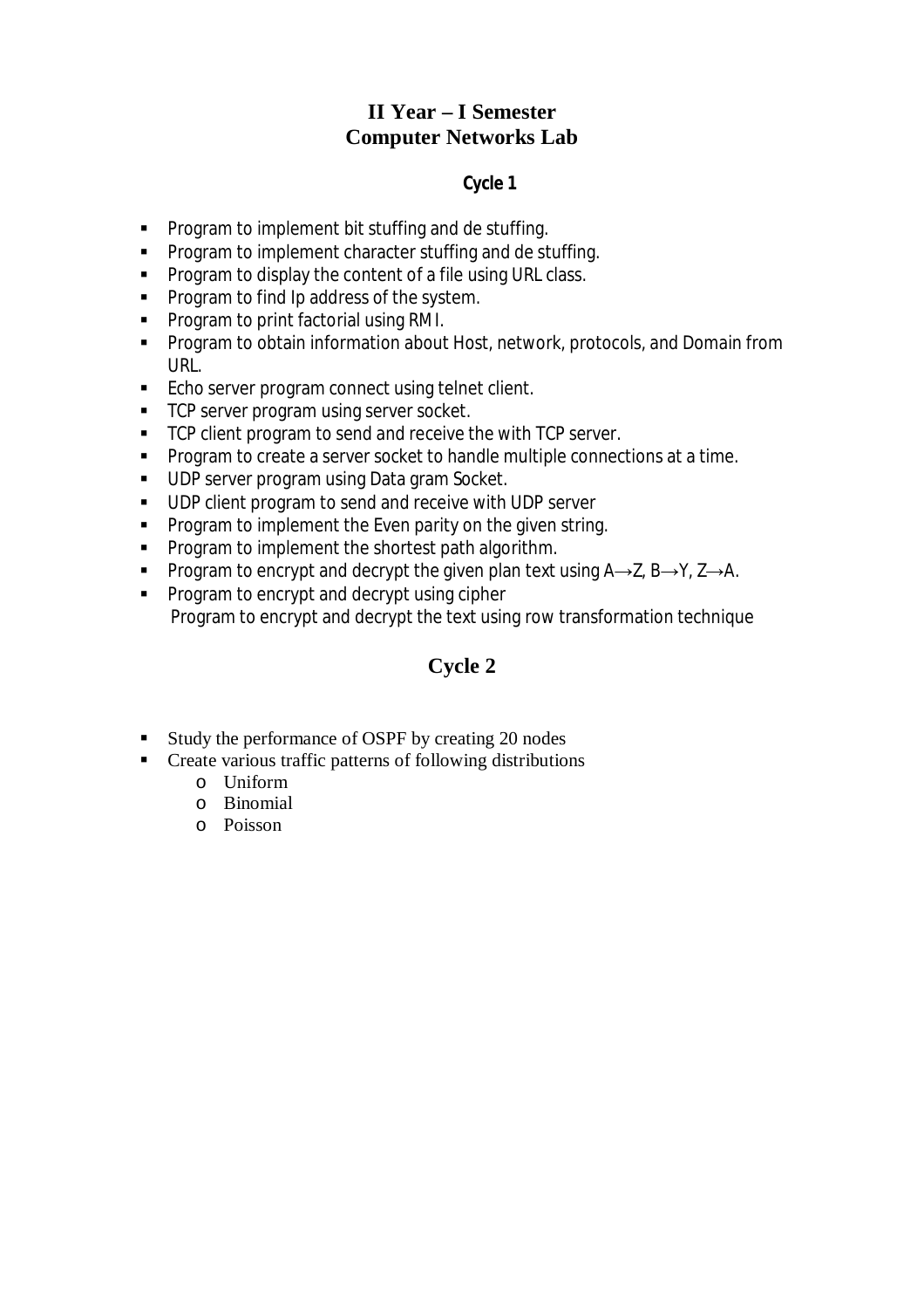## II Year – I Semester
## Computer Networks Lab

### Cycle 1

- Program to implement bit stuffing and de stuffing.
- Program to implement character stuffing and de stuffing.
- Program to display the content of a file using URL class.
- Program to find Ip address of the system.
- Program to print factorial using RMI.
- Program to obtain information about Host, network, protocols, and Domain from URL.
- Echo server program connect using telnet client.
- TCP server program using server socket.
- TCP client program to send and receive the with TCP server.
- Program to create a server socket to handle multiple connections at a time.
- UDP server program using Data gram Socket.
- UDP client program to send and receive with UDP server
- Program to implement the Even parity on the given string.
- Program to implement the shortest path algorithm.
- Program to encrypt and decrypt the given plan text using A→Z, B→Y, Z→A.
- Program to encrypt and decrypt using cipher
  Program to encrypt and decrypt the text using row transformation technique

### Cycle 2

- Study the performance of OSPF by creating 20 nodes
- Create various traffic patterns of following distributions
  - Uniform
  - Binomial
  - Poisson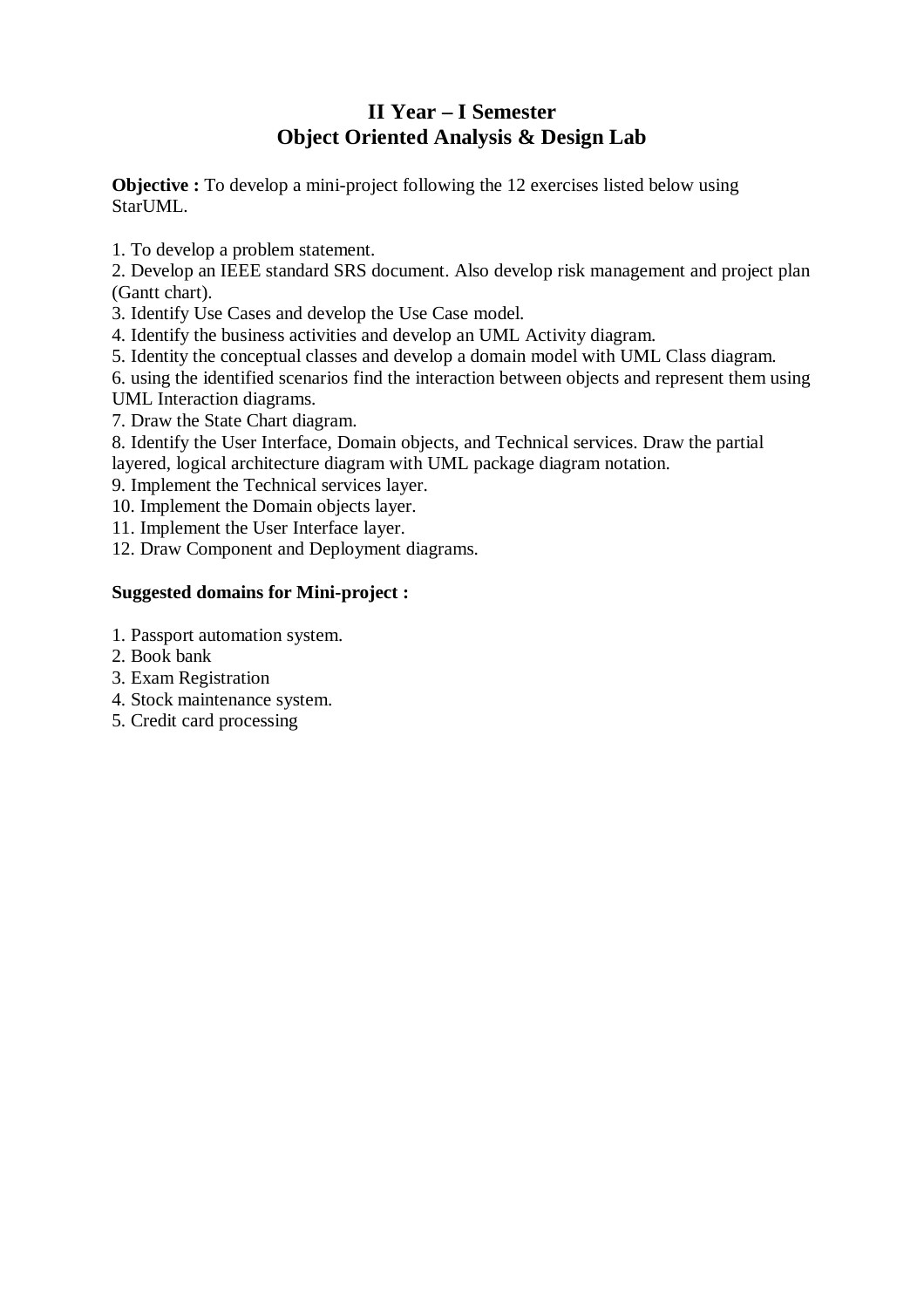# II Year – I Semester
# Object Oriented Analysis & Design Lab

**Objective :** To develop a mini-project following the 12 exercises listed below using StarUML.

1. To develop a problem statement.
2. Develop an IEEE standard SRS document. Also develop risk management and project plan (Gantt chart).
3. Identify Use Cases and develop the Use Case model.
4. Identify the business activities and develop an UML Activity diagram.
5. Identity the conceptual classes and develop a domain model with UML Class diagram.
6. using the identified scenarios find the interaction between objects and represent them using UML Interaction diagrams.
7. Draw the State Chart diagram.
8. Identify the User Interface, Domain objects, and Technical services. Draw the partial layered, logical architecture diagram with UML package diagram notation.
9. Implement the Technical services layer.
10. Implement the Domain objects layer.
11. Implement the User Interface layer.
12. Draw Component and Deployment diagrams.

**Suggested domains for Mini-project :**

1. Passport automation system.
2. Book bank
3. Exam Registration
4. Stock maintenance system.
5. Credit card processing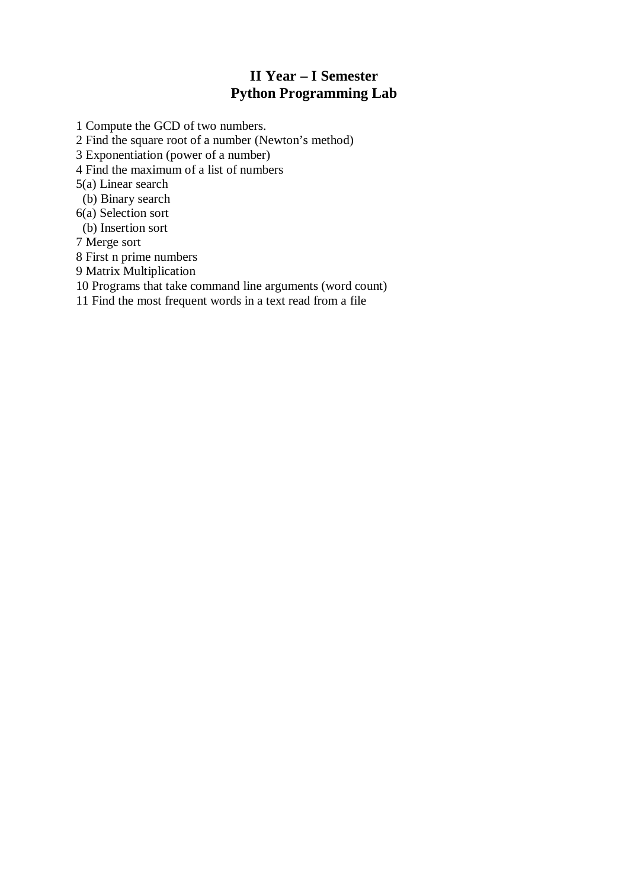# II Year – I Semester
# Python Programming Lab

1 Compute the GCD of two numbers.
2 Find the square root of a number (Newton’s method)
3 Exponentiation (power of a number)
4 Find the maximum of a list of numbers
5(a) Linear search
  (b) Binary search
6(a) Selection sort
  (b) Insertion sort
7 Merge sort
8 First n prime numbers
9 Matrix Multiplication
10 Programs that take command line arguments (word count)
11 Find the most frequent words in a text read from a file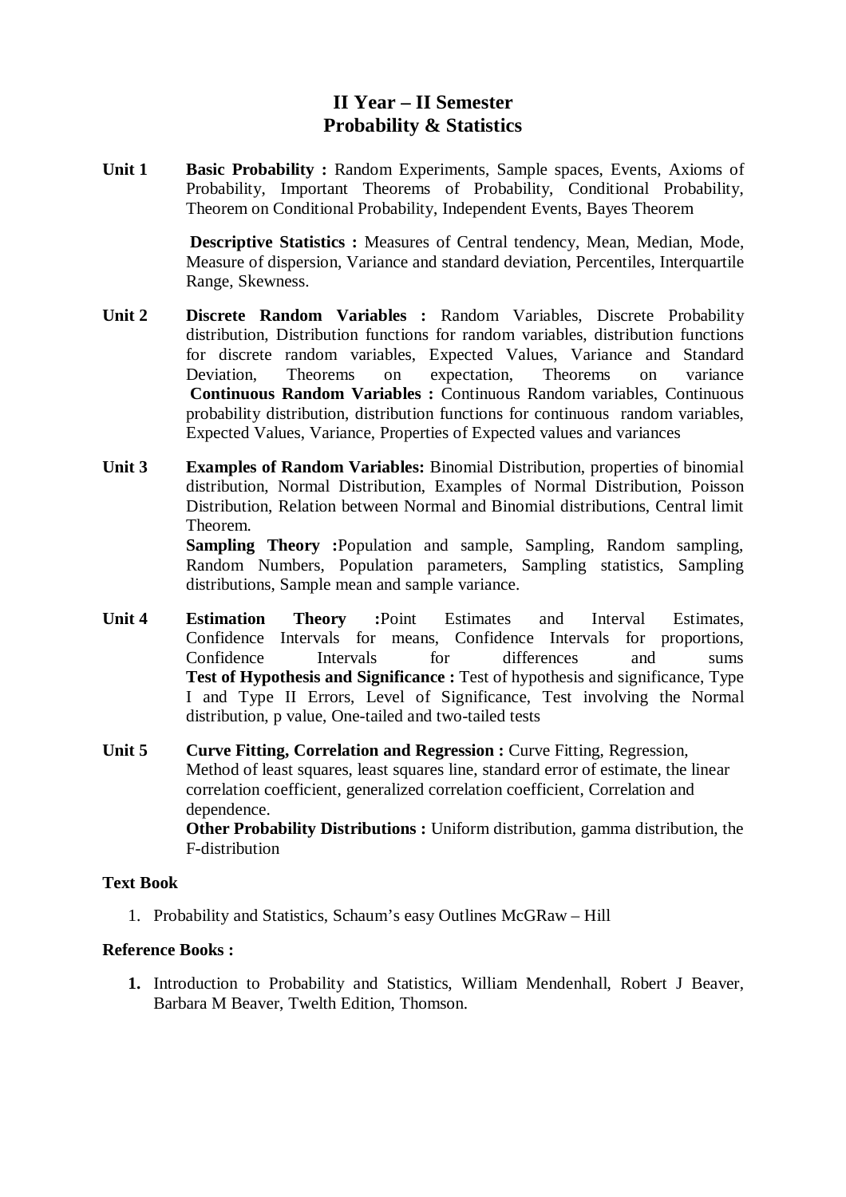# II Year – II Semester
## Probability & Statistics

**Unit 1** **Basic Probability :** Random Experiments, Sample spaces, Events, Axioms of Probability, Important Theorems of Probability, Conditional Probability, Theorem on Conditional Probability, Independent Events, Bayes Theorem

**Descriptive Statistics :** Measures of Central tendency, Mean, Median, Mode, Measure of dispersion, Variance and standard deviation, Percentiles, Interquartile Range, Skewness.

**Unit 2** **Discrete Random Variables :** Random Variables, Discrete Probability distribution, Distribution functions for random variables, distribution functions for discrete random variables, Expected Values, Variance and Standard Deviation, Theorems on expectation, Theorems on variance
**Continuous Random Variables :** Continuous Random variables, Continuous probability distribution, distribution functions for continuous random variables, Expected Values, Variance, Properties of Expected values and variances

**Unit 3** **Examples of Random Variables:** Binomial Distribution, properties of binomial distribution, Normal Distribution, Examples of Normal Distribution, Poisson Distribution, Relation between Normal and Binomial distributions, Central limit Theorem.
**Sampling Theory :**Population and sample, Sampling, Random sampling, Random Numbers, Population parameters, Sampling statistics, Sampling distributions, Sample mean and sample variance.

**Unit 4** **Estimation Theory :**Point Estimates and Interval Estimates, Confidence Intervals for means, Confidence Intervals for proportions, Confidence Intervals for differences and sums
**Test of Hypothesis and Significance :** Test of hypothesis and significance, Type I and Type II Errors, Level of Significance, Test involving the Normal distribution, p value, One-tailed and two-tailed tests

**Unit 5** **Curve Fitting, Correlation and Regression :** Curve Fitting, Regression, Method of least squares, least squares line, standard error of estimate, the linear correlation coefficient, generalized correlation coefficient, Correlation and dependence.
**Other Probability Distributions :** Uniform distribution, gamma distribution, the F-distribution

**Text Book**

1. Probability and Statistics, Schaum's easy Outlines McGRaw – Hill

**Reference Books :**

1. Introduction to Probability and Statistics, William Mendenhall, Robert J Beaver, Barbara M Beaver, Twelth Edition, Thomson.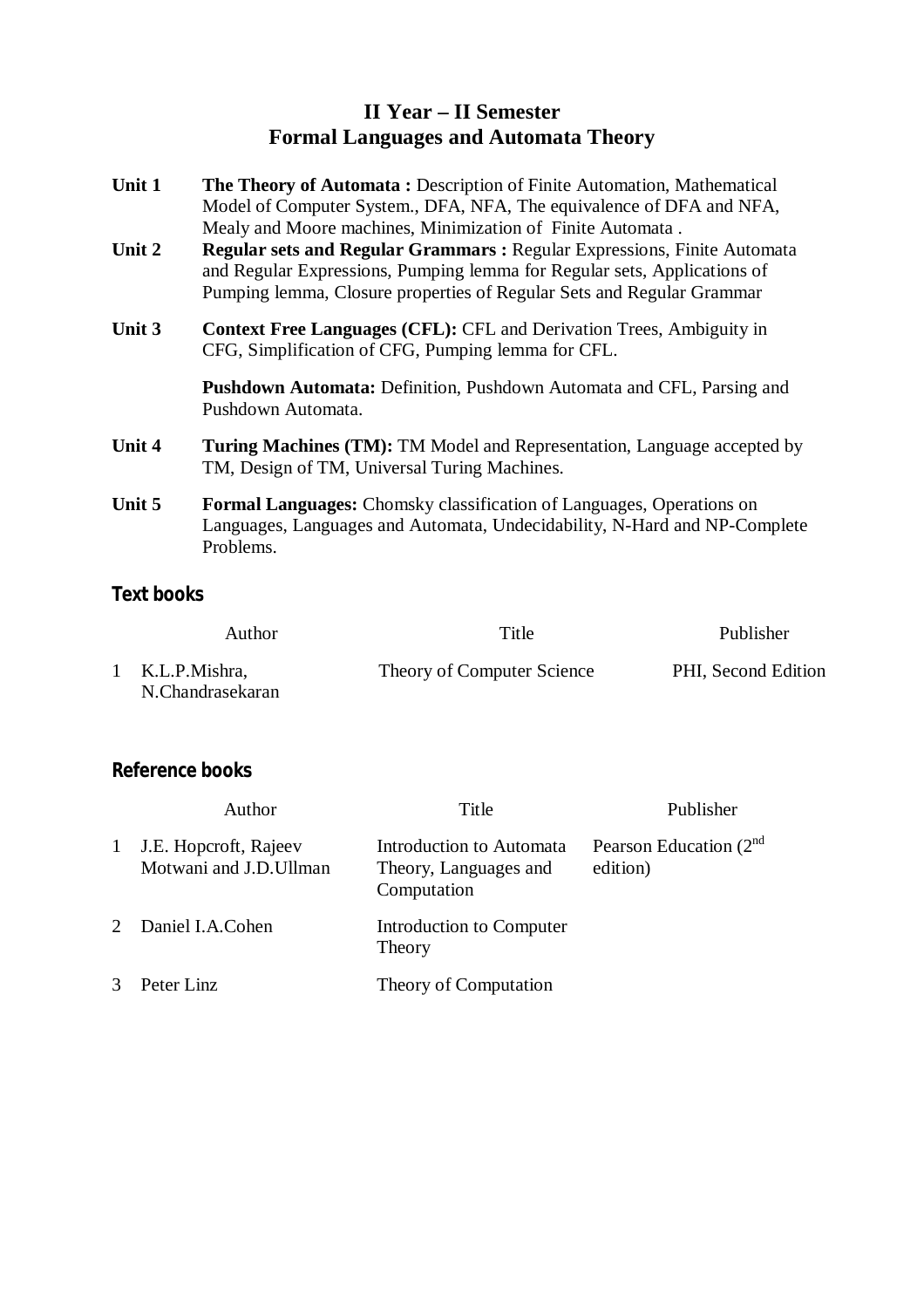# II Year – II Semester
# Formal Languages and Automata Theory

| | |
|---|---|
| **Unit 1** | **The Theory of Automata :** Description of Finite Automation, Mathematical Model of Computer System., DFA, NFA, The equivalence of DFA and NFA, Mealy and Moore machines, Minimization of Finite Automata . |
| **Unit 2** | **Regular sets and Regular Grammars :** Regular Expressions, Finite Automata and Regular Expressions, Pumping lemma for Regular sets, Applications of Pumping lemma, Closure properties of Regular Sets and Regular Grammar |
| **Unit 3** | **Context Free Languages (CFL):** CFL and Derivation Trees, Ambiguity in CFG, Simplification of CFG, Pumping lemma for CFL.<br><br>**Pushdown Automata:** Definition, Pushdown Automata and CFL, Parsing and Pushdown Automata. |
| **Unit 4** | **Turing Machines (TM):** TM Model and Representation, Language accepted by TM, Design of TM, Universal Turing Machines. |
| **Unit 5** | **Formal Languages:** Chomsky classification of Languages, Operations on Languages, Languages and Automata, Undecidability, N-Hard and NP-Complete Problems. |

## Text books

| | Author | Title | Publisher |
|---|---|---|---|
| 1 | K.L.P.Mishra, N.Chandrasekaran | Theory of Computer Science | PHI, Second Edition |

## Reference books

| | Author | Title | Publisher |
|---|---|---|---|
| 1 | J.E. Hopcroft, Rajeev Motwani and J.D.Ullman | Introduction to Automata Theory, Languages and Computation | Pearson Education (2nd edition) |
| 2 | Daniel I.A.Cohen | Introduction to Computer Theory | |
| 3 | Peter Linz | Theory of Computation | |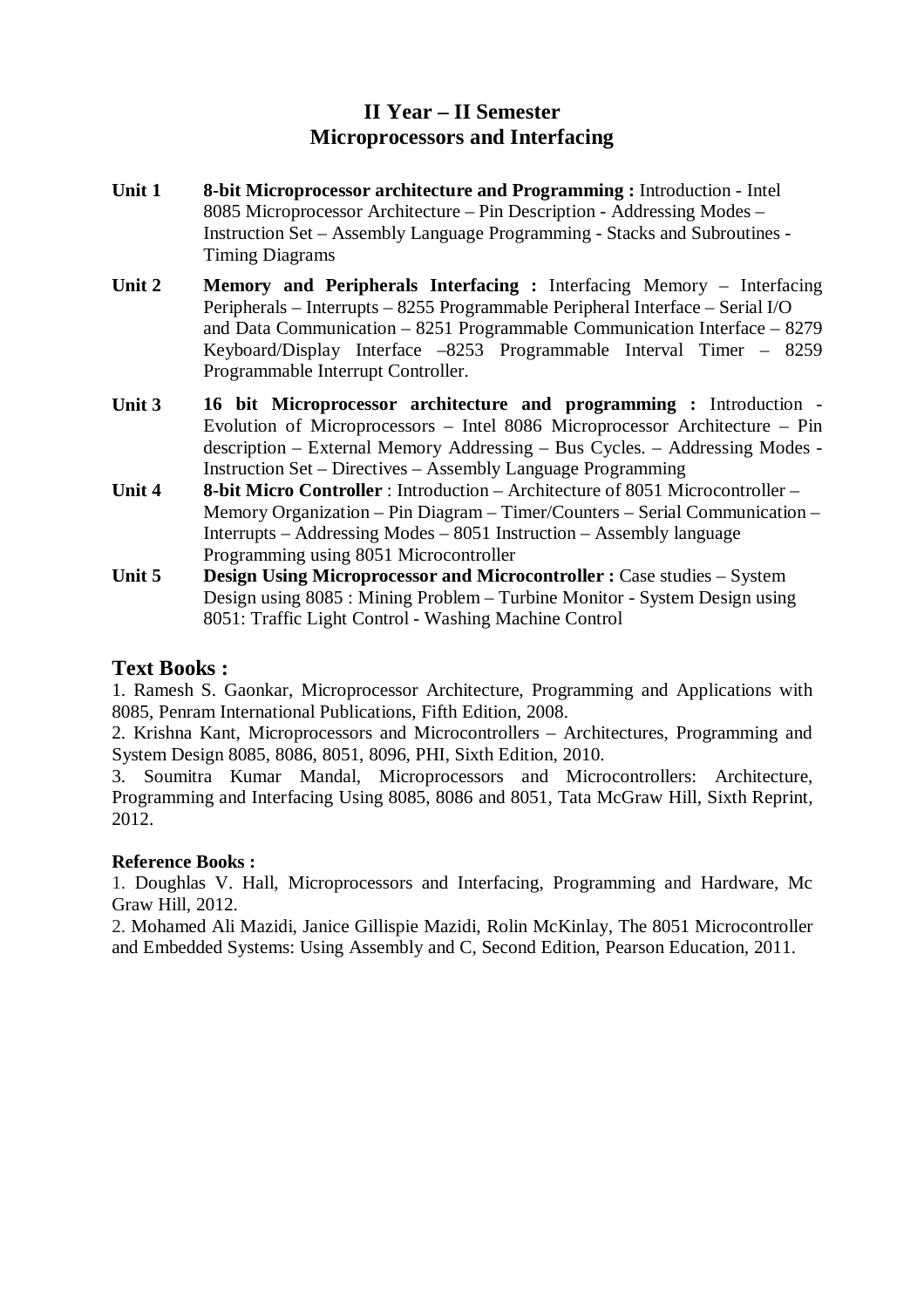## II Year – II Semester
## Microprocessors and Interfacing

**Unit 1** **8-bit Microprocessor architecture and Programming :** Introduction - Intel 8085 Microprocessor Architecture – Pin Description - Addressing Modes – Instruction Set – Assembly Language Programming - Stacks and Subroutines - Timing Diagrams

**Unit 2** **Memory and Peripherals Interfacing :** Interfacing Memory – Interfacing Peripherals – Interrupts – 8255 Programmable Peripheral Interface – Serial I/O and Data Communication – 8251 Programmable Communication Interface – 8279 Keyboard/Display Interface –8253 Programmable Interval Timer – 8259 Programmable Interrupt Controller.

**Unit 3** **16 bit Microprocessor architecture and programming :** Introduction - Evolution of Microprocessors – Intel 8086 Microprocessor Architecture – Pin description – External Memory Addressing – Bus Cycles. – Addressing Modes - Instruction Set – Directives – Assembly Language Programming

**Unit 4** **8-bit Micro Controller** : Introduction – Architecture of 8051 Microcontroller – Memory Organization – Pin Diagram – Timer/Counters – Serial Communication – Interrupts – Addressing Modes – 8051 Instruction – Assembly language Programming using 8051 Microcontroller

**Unit 5** **Design Using Microprocessor and Microcontroller :** Case studies – System Design using 8085 : Mining Problem – Turbine Monitor - System Design using 8051: Traffic Light Control - Washing Machine Control

### Text Books :

1. Ramesh S. Gaonkar, Microprocessor Architecture, Programming and Applications with 8085, Penram International Publications, Fifth Edition, 2008.
2. Krishna Kant, Microprocessors and Microcontrollers – Architectures, Programming and System Design 8085, 8086, 8051, 8096, PHI, Sixth Edition, 2010.
3. Soumitra Kumar Mandal, Microprocessors and Microcontrollers: Architecture, Programming and Interfacing Using 8085, 8086 and 8051, Tata McGraw Hill, Sixth Reprint, 2012.

**Reference Books :**

1. Doughlas V. Hall, Microprocessors and Interfacing, Programming and Hardware, Mc Graw Hill, 2012.
2. Mohamed Ali Mazidi, Janice Gillispie Mazidi, Rolin McKinlay, The 8051 Microcontroller and Embedded Systems: Using Assembly and C, Second Edition, Pearson Education, 2011.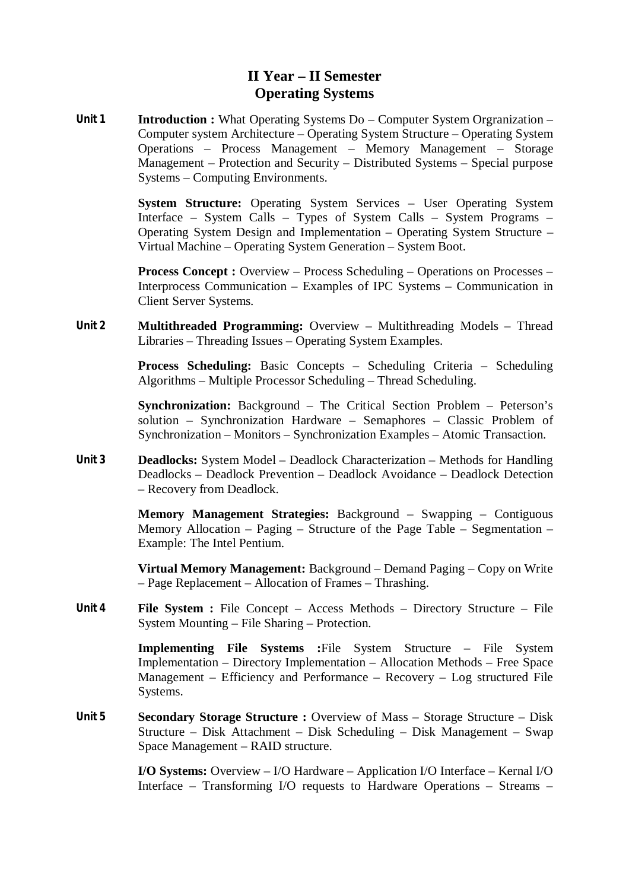## II Year – II Semester
## Operating Systems

**Unit 1**

**Introduction :** What Operating Systems Do – Computer System Orgranization – Computer system Architecture – Operating System Structure – Operating System Operations – Process Management – Memory Management – Storage Management – Protection and Security – Distributed Systems – Special purpose Systems – Computing Environments.

**System Structure:** Operating System Services – User Operating System Interface – System Calls – Types of System Calls – System Programs – Operating System Design and Implementation – Operating System Structure – Virtual Machine – Operating System Generation – System Boot.

**Process Concept :** Overview – Process Scheduling – Operations on Processes – Interprocess Communication – Examples of IPC Systems – Communication in Client Server Systems.

**Unit 2**

**Multithreaded Programming:** Overview – Multithreading Models – Thread Libraries – Threading Issues – Operating System Examples.

**Process Scheduling:** Basic Concepts – Scheduling Criteria – Scheduling Algorithms – Multiple Processor Scheduling – Thread Scheduling.

**Synchronization:** Background – The Critical Section Problem – Peterson's solution – Synchronization Hardware – Semaphores – Classic Problem of Synchronization – Monitors – Synchronization Examples – Atomic Transaction.

**Unit 3**

**Deadlocks:** System Model – Deadlock Characterization – Methods for Handling Deadlocks – Deadlock Prevention – Deadlock Avoidance – Deadlock Detection – Recovery from Deadlock.

**Memory Management Strategies:** Background – Swapping – Contiguous Memory Allocation – Paging – Structure of the Page Table – Segmentation – Example: The Intel Pentium.

**Virtual Memory Management:** Background – Demand Paging – Copy on Write – Page Replacement – Allocation of Frames – Thrashing.

**Unit 4**

**File System :** File Concept – Access Methods – Directory Structure – File System Mounting – File Sharing – Protection.

**Implementing File Systems :**File System Structure – File System Implementation – Directory Implementation – Allocation Methods – Free Space Management – Efficiency and Performance – Recovery – Log structured File Systems.

**Unit 5**

**Secondary Storage Structure :** Overview of Mass – Storage Structure – Disk Structure – Disk Attachment – Disk Scheduling – Disk Management – Swap Space Management – RAID structure.

**I/O Systems:** Overview – I/O Hardware – Application I/O Interface – Kernal I/O Interface – Transforming I/O requests to Hardware Operations – Streams –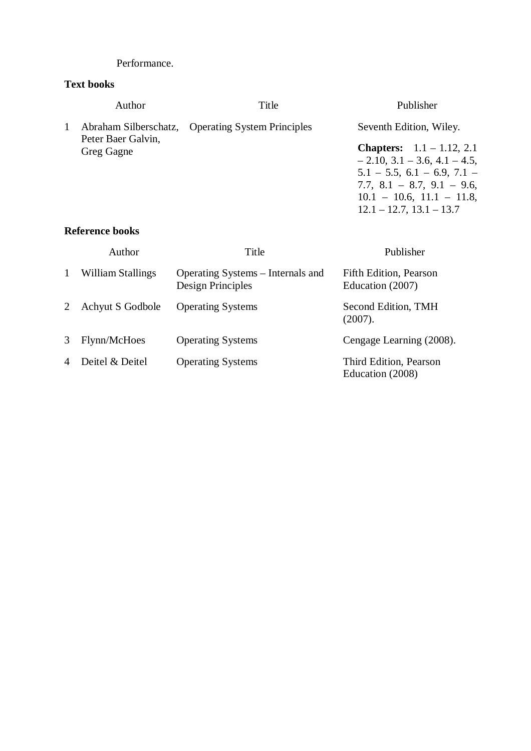Performance.

**Text books**

| | Author | Title | Publisher |
|---|---|---|---|
| 1 | Abraham Silberschatz, Peter Baer Galvin, Greg Gagne | Operating System Principles | Seventh Edition, Wiley. **Chapters:** 1.1 – 1.12, 2.1 – 2.10, 3.1 – 3.6, 4.1 – 4.5, 5.1 – 5.5, 6.1 – 6.9, 7.1 – 7.7, 8.1 – 8.7, 9.1 – 9.6, 10.1 – 10.6, 11.1 – 11.8, 12.1 – 12.7, 13.1 – 13.7 |

**Reference books**

| | Author | Title | Publisher |
|---|---|---|---|
| 1 | William Stallings | Operating Systems – Internals and Design Principles | Fifth Edition, Pearson Education (2007) |
| 2 | Achyut S Godbole | Operating Systems | Second Edition, TMH (2007). |
| 3 | Flynn/McHoes | Operating Systems | Cengage Learning (2008). |
| 4 | Deitel & Deitel | Operating Systems | Third Edition, Pearson Education (2008) |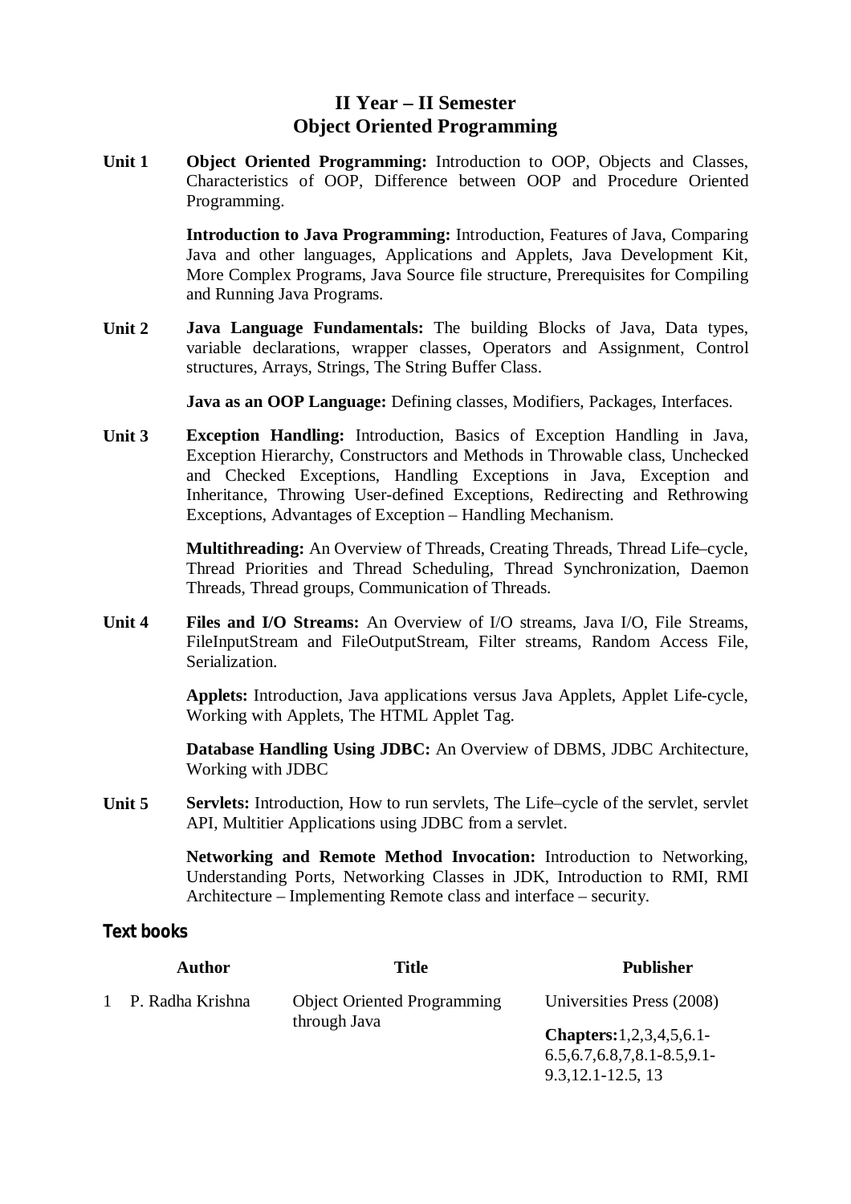# II Year – II Semester
## Object Oriented Programming

**Unit 1**

**Object Oriented Programming:** Introduction to OOP, Objects and Classes, Characteristics of OOP, Difference between OOP and Procedure Oriented Programming.

**Introduction to Java Programming:** Introduction, Features of Java, Comparing Java and other languages, Applications and Applets, Java Development Kit, More Complex Programs, Java Source file structure, Prerequisites for Compiling and Running Java Programs.

**Unit 2**

**Java Language Fundamentals:** The building Blocks of Java, Data types, variable declarations, wrapper classes, Operators and Assignment, Control structures, Arrays, Strings, The String Buffer Class.

**Java as an OOP Language:** Defining classes, Modifiers, Packages, Interfaces.

**Unit 3**

**Exception Handling:** Introduction, Basics of Exception Handling in Java, Exception Hierarchy, Constructors and Methods in Throwable class, Unchecked and Checked Exceptions, Handling Exceptions in Java, Exception and Inheritance, Throwing User-defined Exceptions, Redirecting and Rethrowing Exceptions, Advantages of Exception – Handling Mechanism.

**Multithreading:** An Overview of Threads, Creating Threads, Thread Life–cycle, Thread Priorities and Thread Scheduling, Thread Synchronization, Daemon Threads, Thread groups, Communication of Threads.

**Unit 4**

**Files and I/O Streams:** An Overview of I/O streams, Java I/O, File Streams, FileInputStream and FileOutputStream, Filter streams, Random Access File, Serialization.

**Applets:** Introduction, Java applications versus Java Applets, Applet Life-cycle, Working with Applets, The HTML Applet Tag.

**Database Handling Using JDBC:** An Overview of DBMS, JDBC Architecture, Working with JDBC

**Unit 5**

**Servlets:** Introduction, How to run servlets, The Life–cycle of the servlet, servlet API, Multitier Applications using JDBC from a servlet.

**Networking and Remote Method Invocation:** Introduction to Networking, Understanding Ports, Networking Classes in JDK, Introduction to RMI, RMI Architecture – Implementing Remote class and interface – security.

### Text books

| | Author | Title | Publisher |
|---|---|---|---|
| 1 | P. Radha Krishna | Object Oriented Programming through Java | Universities Press (2008)<br>**Chapters:**1,2,3,4,5,6.1-6.5,6.7,6.8,7,8.1-8.5,9.1-9.3,12.1-12.5, 13 |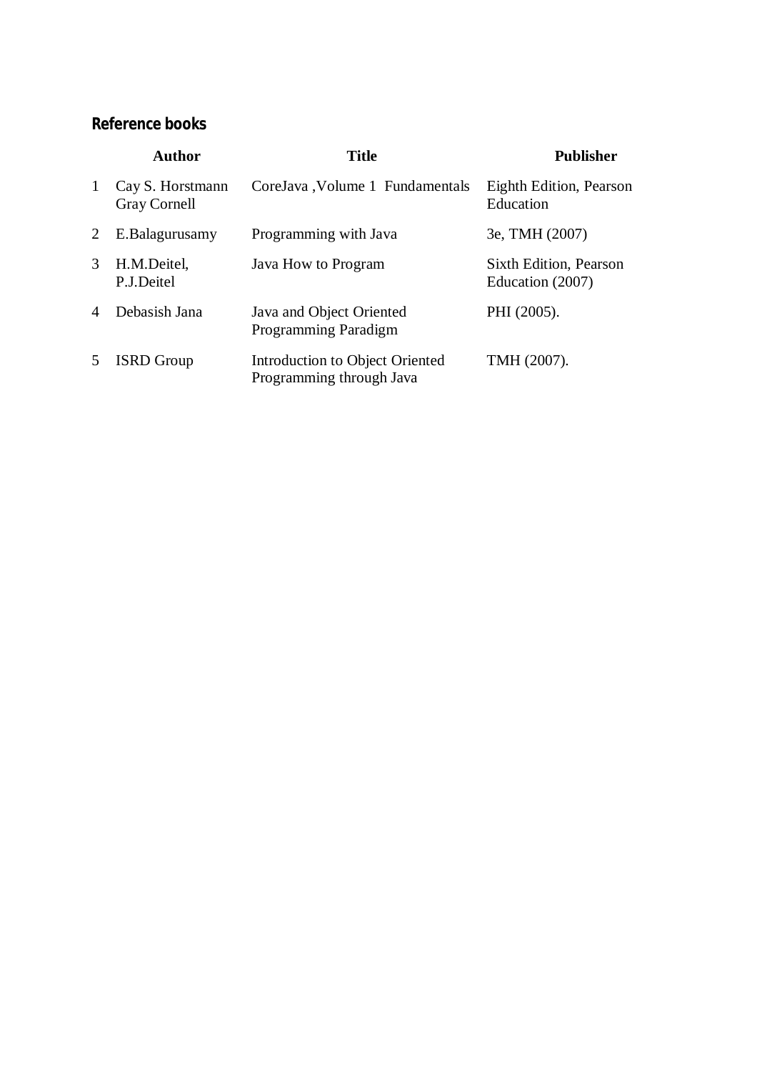## Reference books

| | Author | Title | Publisher |
|---|---|---|---|
| 1 | Cay S. Horstmann Gray Cornell | CoreJava ,Volume 1 Fundamentals | Eighth Edition, Pearson Education |
| 2 | E.Balagurusamy | Programming with Java | 3e, TMH (2007) |
| 3 | H.M.Deitel, P.J.Deitel | Java How to Program | Sixth Edition, Pearson Education (2007) |
| 4 | Debasish Jana | Java and Object Oriented Programming Paradigm | PHI (2005). |
| 5 | ISRD Group | Introduction to Object Oriented Programming through Java | TMH (2007). |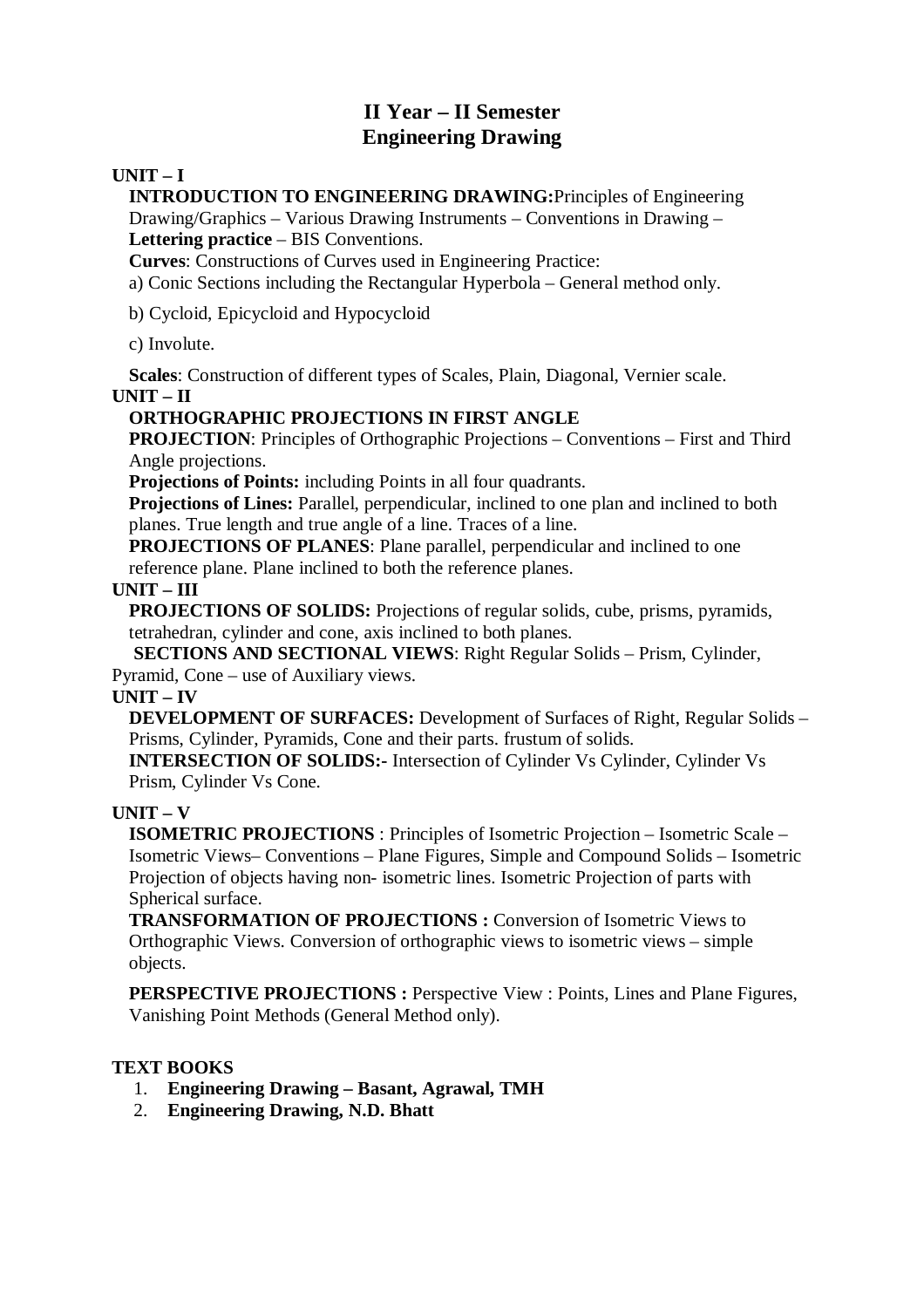# II Year – II Semester
# Engineering Drawing

**UNIT – I**

**INTRODUCTION TO ENGINEERING DRAWING:**Principles of Engineering Drawing/Graphics – Various Drawing Instruments – Conventions in Drawing – **Lettering practice** – BIS Conventions.

**Curves**: Constructions of Curves used in Engineering Practice:

a) Conic Sections including the Rectangular Hyperbola – General method only.

b) Cycloid, Epicycloid and Hypocycloid

c) Involute.

**Scales**: Construction of different types of Scales, Plain, Diagonal, Vernier scale.

**UNIT – II**

**ORTHOGRAPHIC PROJECTIONS IN FIRST ANGLE**

**PROJECTION**: Principles of Orthographic Projections – Conventions – First and Third Angle projections.

**Projections of Points:** including Points in all four quadrants.

**Projections of Lines:** Parallel, perpendicular, inclined to one plan and inclined to both planes. True length and true angle of a line. Traces of a line.

**PROJECTIONS OF PLANES**: Plane parallel, perpendicular and inclined to one reference plane. Plane inclined to both the reference planes.

**UNIT – III**

**PROJECTIONS OF SOLIDS:** Projections of regular solids, cube, prisms, pyramids, tetrahedran, cylinder and cone, axis inclined to both planes.

**SECTIONS AND SECTIONAL VIEWS**: Right Regular Solids – Prism, Cylinder, Pyramid, Cone – use of Auxiliary views.

**UNIT – IV**

**DEVELOPMENT OF SURFACES:** Development of Surfaces of Right, Regular Solids – Prisms, Cylinder, Pyramids, Cone and their parts. frustum of solids.

**INTERSECTION OF SOLIDS:-** Intersection of Cylinder Vs Cylinder, Cylinder Vs Prism, Cylinder Vs Cone.

**UNIT – V**

**ISOMETRIC PROJECTIONS** : Principles of Isometric Projection – Isometric Scale – Isometric Views– Conventions – Plane Figures, Simple and Compound Solids – Isometric Projection of objects having non- isometric lines. Isometric Projection of parts with Spherical surface.

**TRANSFORMATION OF PROJECTIONS :** Conversion of Isometric Views to Orthographic Views. Conversion of orthographic views to isometric views – simple objects.

**PERSPECTIVE PROJECTIONS :** Perspective View : Points, Lines and Plane Figures, Vanishing Point Methods (General Method only).

**TEXT BOOKS**

1. **Engineering Drawing – Basant, Agrawal, TMH**
2. **Engineering Drawing, N.D. Bhatt**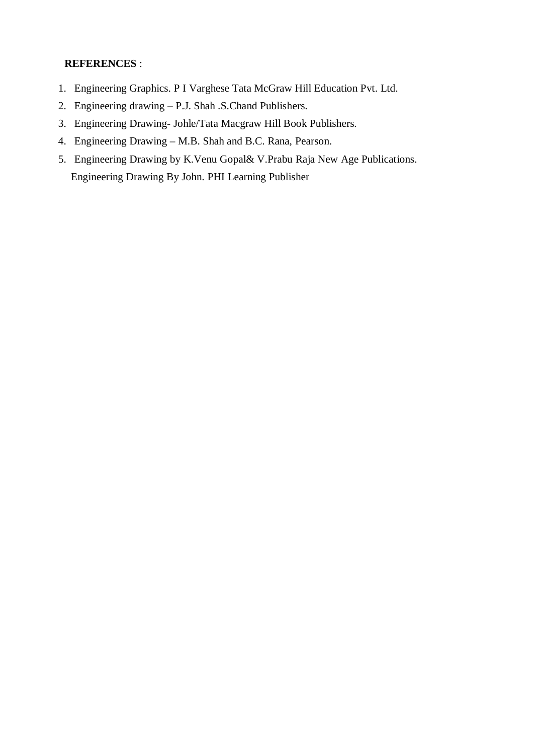**REFERENCES** :

1. Engineering Graphics. P I Varghese Tata McGraw Hill Education Pvt. Ltd.
2. Engineering drawing – P.J. Shah .S.Chand Publishers.
3. Engineering Drawing- Johle/Tata Macgraw Hill Book Publishers.
4. Engineering Drawing – M.B. Shah and B.C. Rana, Pearson.
5. Engineering Drawing by K.Venu Gopal& V.Prabu Raja New Age Publications.
   Engineering Drawing By John. PHI Learning Publisher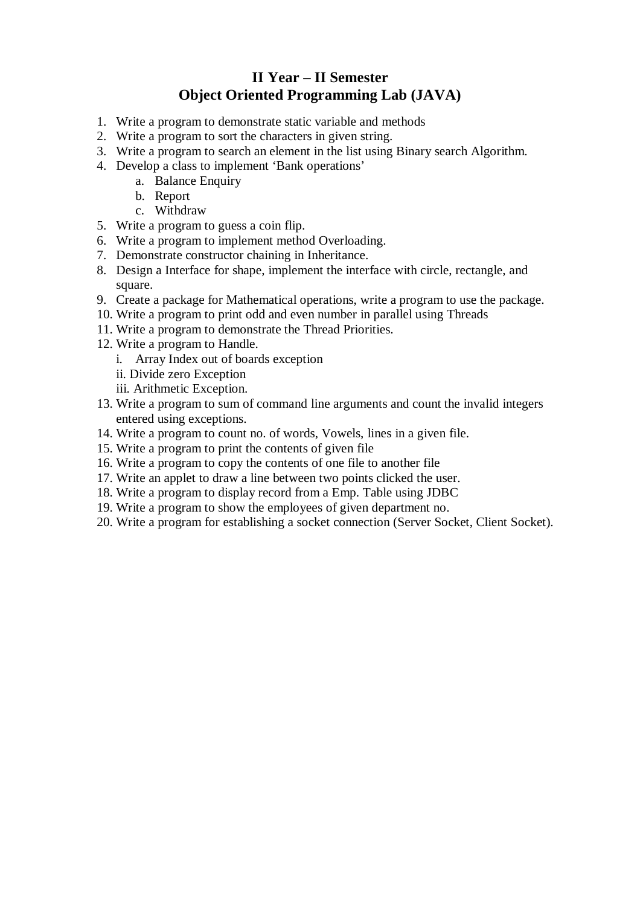# II Year – II Semester
# Object Oriented Programming Lab (JAVA)

1. Write a program to demonstrate static variable and methods
2. Write a program to sort the characters in given string.
3. Write a program to search an element in the list using Binary search Algorithm.
4. Develop a class to implement 'Bank operations'
   a. Balance Enquiry
   b. Report
   c. Withdraw
5. Write a program to guess a coin flip.
6. Write a program to implement method Overloading.
7. Demonstrate constructor chaining in Inheritance.
8. Design a Interface for shape, implement the interface with circle, rectangle, and square.
9. Create a package for Mathematical operations, write a program to use the package.
10. Write a program to print odd and even number in parallel using Threads
11. Write a program to demonstrate the Thread Priorities.
12. Write a program to Handle.
    i. Array Index out of boards exception
    ii. Divide zero Exception
    iii. Arithmetic Exception.
13. Write a program to sum of command line arguments and count the invalid integers entered using exceptions.
14. Write a program to count no. of words, Vowels, lines in a given file.
15. Write a program to print the contents of given file
16. Write a program to copy the contents of one file to another file
17. Write an applet to draw a line between two points clicked the user.
18. Write a program to display record from a Emp. Table using JDBC
19. Write a program to show the employees of given department no.
20. Write a program for establishing a socket connection (Server Socket, Client Socket).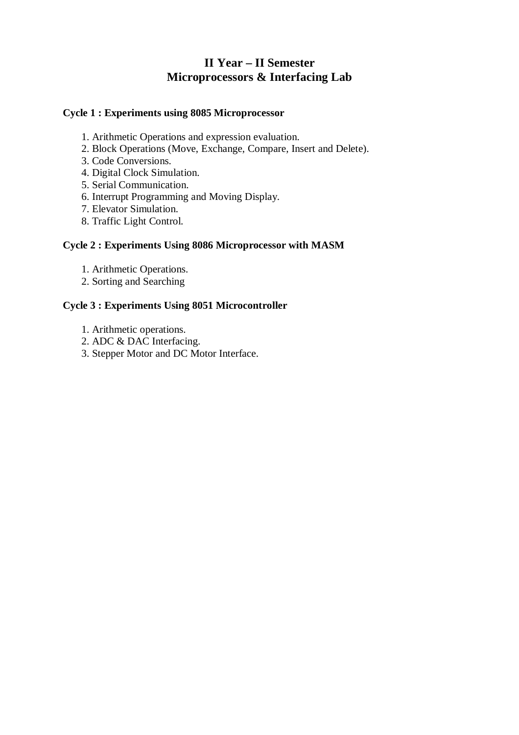# II Year – II Semester
# Microprocessors & Interfacing Lab

**Cycle 1 : Experiments using 8085 Microprocessor**

1. Arithmetic Operations and expression evaluation.
2. Block Operations (Move, Exchange, Compare, Insert and Delete).
3. Code Conversions.
4. Digital Clock Simulation.
5. Serial Communication.
6. Interrupt Programming and Moving Display.
7. Elevator Simulation.
8. Traffic Light Control.

**Cycle 2 : Experiments Using 8086 Microprocessor with MASM**

1. Arithmetic Operations.
2. Sorting and Searching

**Cycle 3 : Experiments Using 8051 Microcontroller**

1. Arithmetic operations.
2. ADC & DAC Interfacing.
3. Stepper Motor and DC Motor Interface.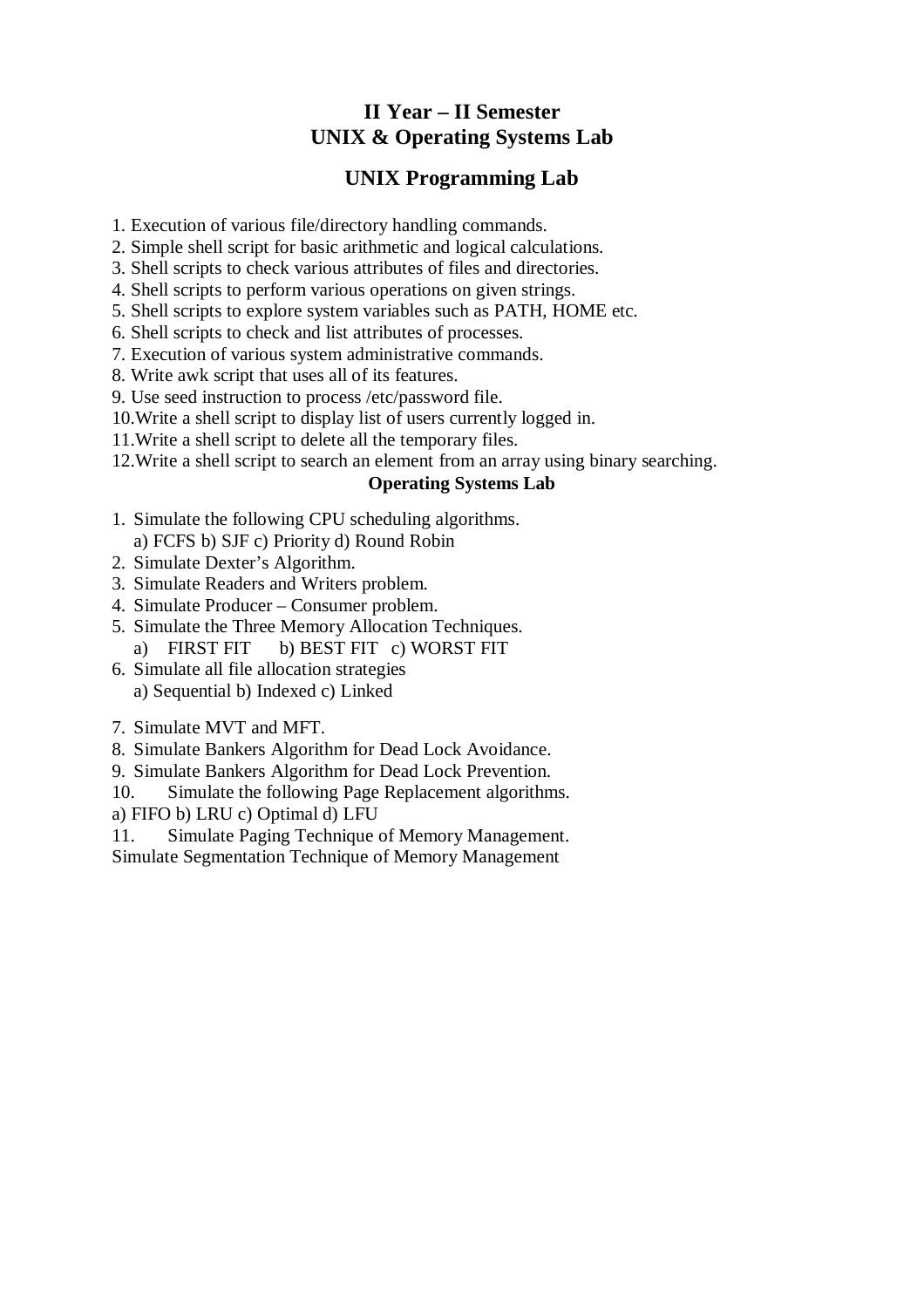## II Year – II Semester
## UNIX & Operating Systems Lab

### UNIX Programming Lab

1. Execution of various file/directory handling commands.
2. Simple shell script for basic arithmetic and logical calculations.
3. Shell scripts to check various attributes of files and directories.
4. Shell scripts to perform various operations on given strings.
5. Shell scripts to explore system variables such as PATH, HOME etc.
6. Shell scripts to check and list attributes of processes.
7. Execution of various system administrative commands.
8. Write awk script that uses all of its features.
9. Use seed instruction to process /etc/password file.
10. Write a shell script to display list of users currently logged in.
11. Write a shell script to delete all the temporary files.
12. Write a shell script to search an element from an array using binary searching.

### Operating Systems Lab

1. Simulate the following CPU scheduling algorithms.
   a) FCFS b) SJF c) Priority d) Round Robin
2. Simulate Dexter's Algorithm.
3. Simulate Readers and Writers problem.
4. Simulate Producer – Consumer problem.
5. Simulate the Three Memory Allocation Techniques.
   a) FIRST FIT b) BEST FIT c) WORST FIT
6. Simulate all file allocation strategies
   a) Sequential b) Indexed c) Linked
7. Simulate MVT and MFT.
8. Simulate Bankers Algorithm for Dead Lock Avoidance.
9. Simulate Bankers Algorithm for Dead Lock Prevention.
10. Simulate the following Page Replacement algorithms.
a) FIFO b) LRU c) Optimal d) LFU
11. Simulate Paging Technique of Memory Management.

Simulate Segmentation Technique of Memory Management